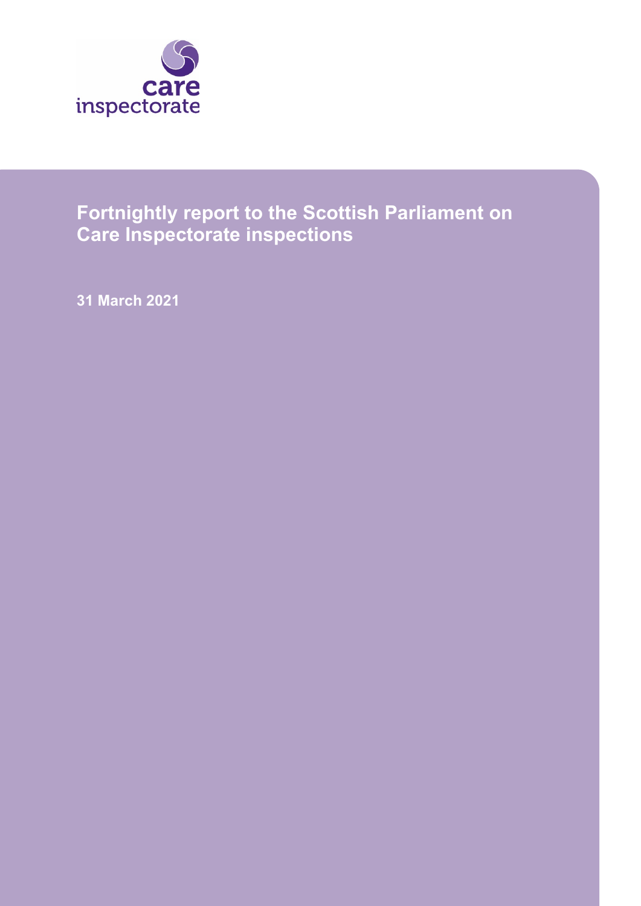care inspectorate

# Fortnightly report to the Scottish Parliament on Care Inspectorate inspections

**31 March 2021**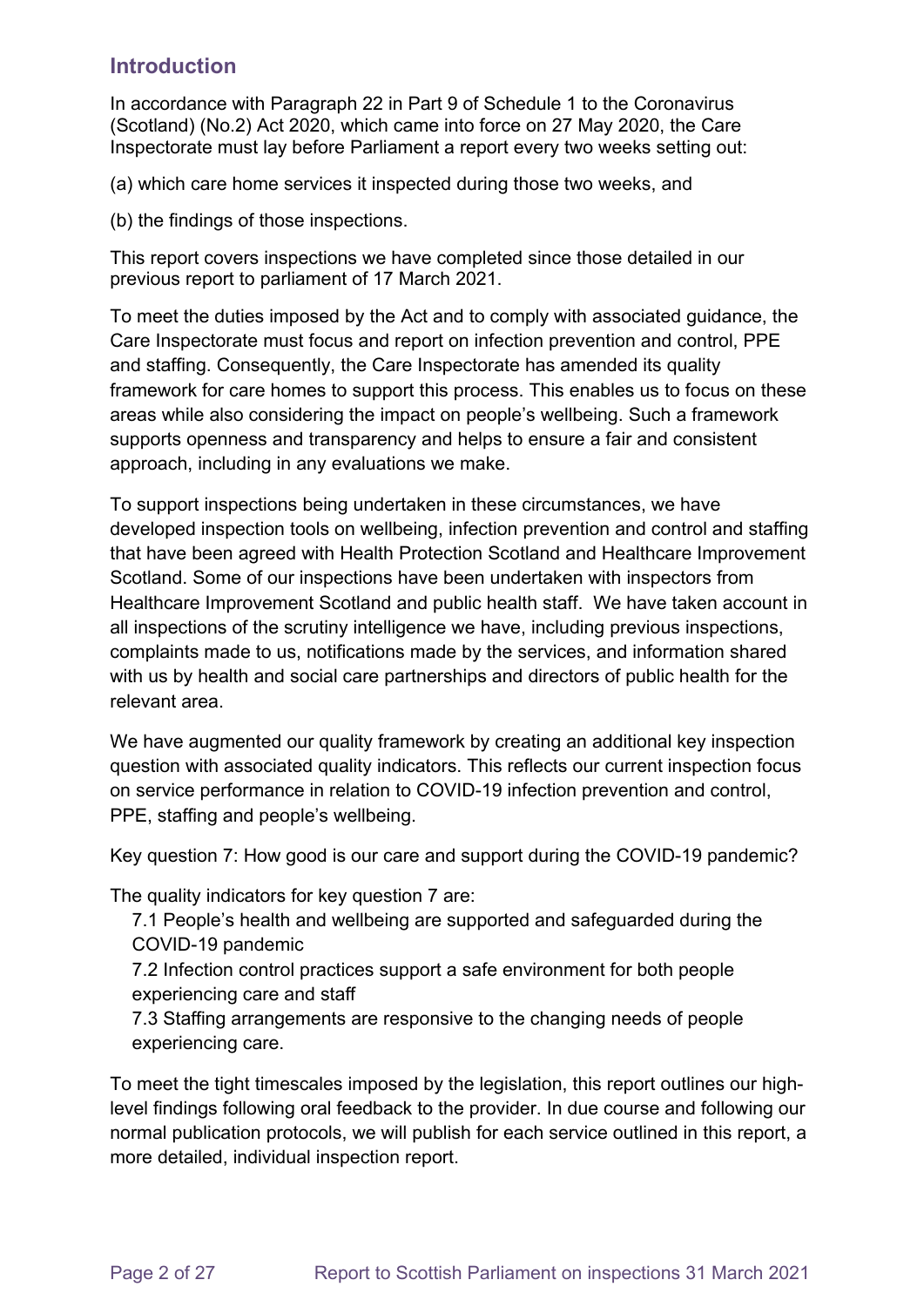## Introduction

In accordance with Paragraph 22 in Part 9 of Schedule 1 to the Coronavirus (Scotland) (No.2) Act 2020, which came into force on 27 May 2020, the Care Inspectorate must lay before Parliament a report every two weeks setting out:

(a) which care home services it inspected during those two weeks, and

(b) the findings of those inspections.

This report covers inspections we have completed since those detailed in our previous report to parliament of 17 March 2021.

To meet the duties imposed by the Act and to comply with associated guidance, the Care Inspectorate must focus and report on infection prevention and control, PPE and staffing. Consequently, the Care Inspectorate has amended its quality framework for care homes to support this process. This enables us to focus on these areas while also considering the impact on people's wellbeing. Such a framework supports openness and transparency and helps to ensure a fair and consistent approach, including in any evaluations we make.

To support inspections being undertaken in these circumstances, we have developed inspection tools on wellbeing, infection prevention and control and staffing that have been agreed with Health Protection Scotland and Healthcare Improvement Scotland. Some of our inspections have been undertaken with inspectors from Healthcare Improvement Scotland and public health staff. We have taken account in all inspections of the scrutiny intelligence we have, including previous inspections, complaints made to us, notifications made by the services, and information shared with us by health and social care partnerships and directors of public health for the relevant area.

We have augmented our quality framework by creating an additional key inspection question with associated quality indicators. This reflects our current inspection focus on service performance in relation to COVID-19 infection prevention and control, PPE, staffing and people's wellbeing.

Key question 7: How good is our care and support during the COVID-19 pandemic?

The quality indicators for key question 7 are:

7.1 People's health and wellbeing are supported and safeguarded during the COVID-19 pandemic

7.2 Infection control practices support a safe environment for both people experiencing care and staff

7.3 Staffing arrangements are responsive to the changing needs of people experiencing care.

To meet the tight timescales imposed by the legislation, this report outlines our high-level findings following oral feedback to the provider. In due course and following our normal publication protocols, we will publish for each service outlined in this report, a more detailed, individual inspection report.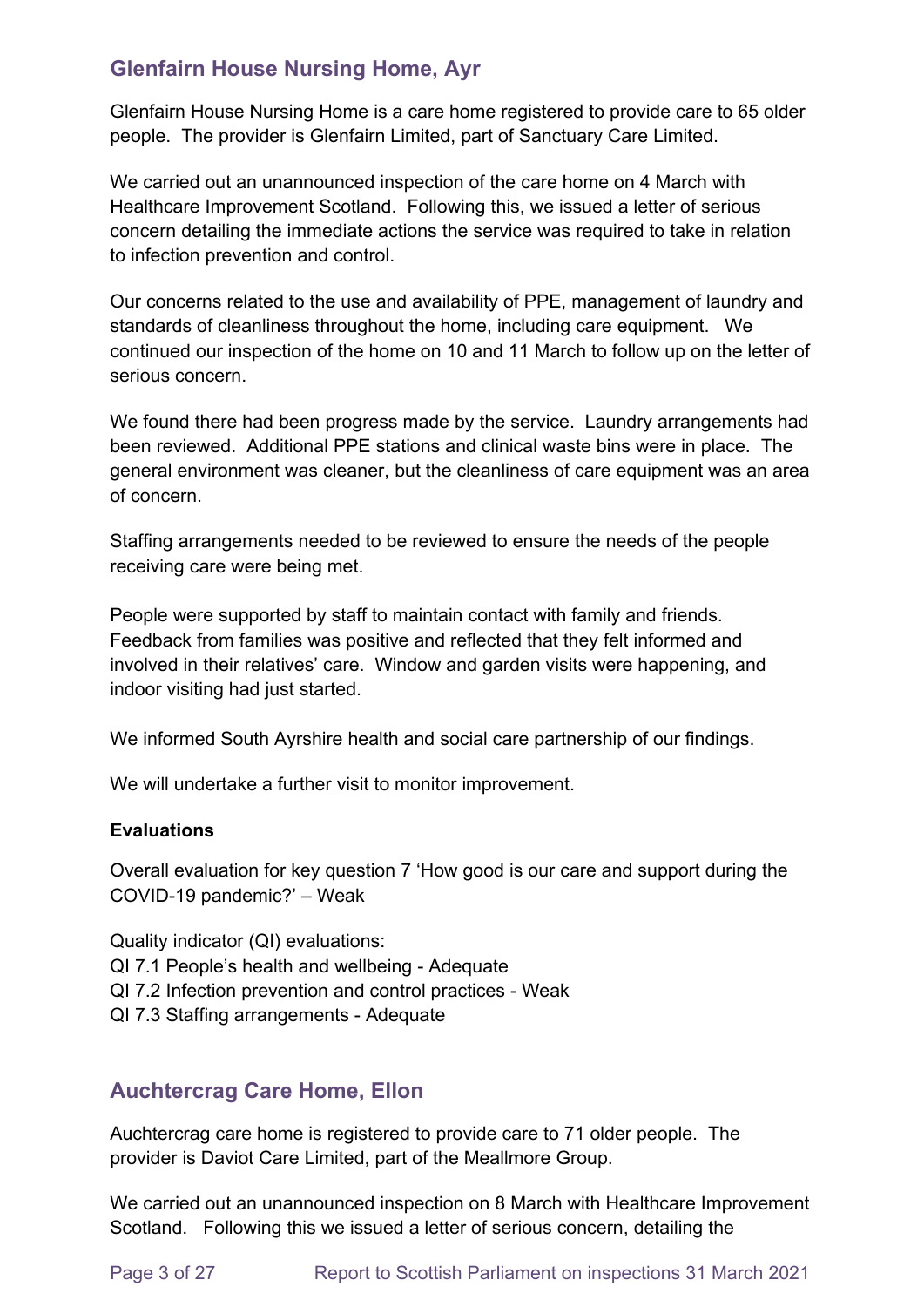## Glenfairn House Nursing Home, Ayr

Glenfairn House Nursing Home is a care home registered to provide care to 65 older people. The provider is Glenfairn Limited, part of Sanctuary Care Limited.

We carried out an unannounced inspection of the care home on 4 March with Healthcare Improvement Scotland. Following this, we issued a letter of serious concern detailing the immediate actions the service was required to take in relation to infection prevention and control.

Our concerns related to the use and availability of PPE, management of laundry and standards of cleanliness throughout the home, including care equipment. We continued our inspection of the home on 10 and 11 March to follow up on the letter of serious concern.

We found there had been progress made by the service. Laundry arrangements had been reviewed. Additional PPE stations and clinical waste bins were in place. The general environment was cleaner, but the cleanliness of care equipment was an area of concern.

Staffing arrangements needed to be reviewed to ensure the needs of the people receiving care were being met.

People were supported by staff to maintain contact with family and friends. Feedback from families was positive and reflected that they felt informed and involved in their relatives' care. Window and garden visits were happening, and indoor visiting had just started.

We informed South Ayrshire health and social care partnership of our findings.

We will undertake a further visit to monitor improvement.

**Evaluations**

Overall evaluation for key question 7 'How good is our care and support during the COVID-19 pandemic?' – Weak

Quality indicator (QI) evaluations:
QI 7.1 People's health and wellbeing - Adequate
QI 7.2 Infection prevention and control practices - Weak
QI 7.3 Staffing arrangements - Adequate

## Auchtercrag Care Home, Ellon

Auchtercrag care home is registered to provide care to 71 older people. The provider is Daviot Care Limited, part of the Meallmore Group.

We carried out an unannounced inspection on 8 March with Healthcare Improvement Scotland. Following this we issued a letter of serious concern, detailing the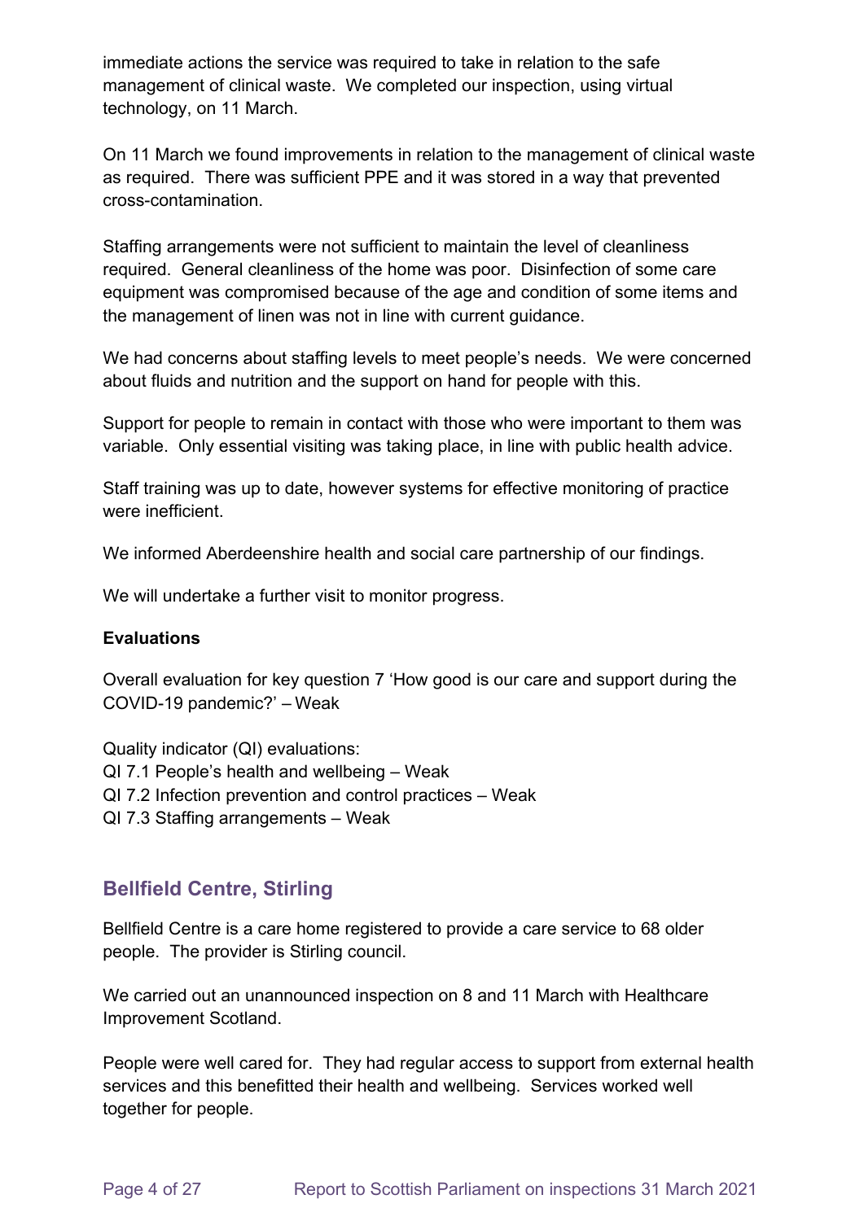immediate actions the service was required to take in relation to the safe management of clinical waste. We completed our inspection, using virtual technology, on 11 March.

On 11 March we found improvements in relation to the management of clinical waste as required. There was sufficient PPE and it was stored in a way that prevented cross-contamination.

Staffing arrangements were not sufficient to maintain the level of cleanliness required. General cleanliness of the home was poor. Disinfection of some care equipment was compromised because of the age and condition of some items and the management of linen was not in line with current guidance.

We had concerns about staffing levels to meet people's needs. We were concerned about fluids and nutrition and the support on hand for people with this.

Support for people to remain in contact with those who were important to them was variable. Only essential visiting was taking place, in line with public health advice.

Staff training was up to date, however systems for effective monitoring of practice were inefficient.

We informed Aberdeenshire health and social care partnership of our findings.

We will undertake a further visit to monitor progress.

**Evaluations**

Overall evaluation for key question 7 'How good is our care and support during the COVID-19 pandemic?' – Weak

Quality indicator (QI) evaluations:
QI 7.1 People's health and wellbeing – Weak
QI 7.2 Infection prevention and control practices – Weak
QI 7.3 Staffing arrangements – Weak

## Bellfield Centre, Stirling

Bellfield Centre is a care home registered to provide a care service to 68 older people. The provider is Stirling council.

We carried out an unannounced inspection on 8 and 11 March with Healthcare Improvement Scotland.

People were well cared for. They had regular access to support from external health services and this benefitted their health and wellbeing. Services worked well together for people.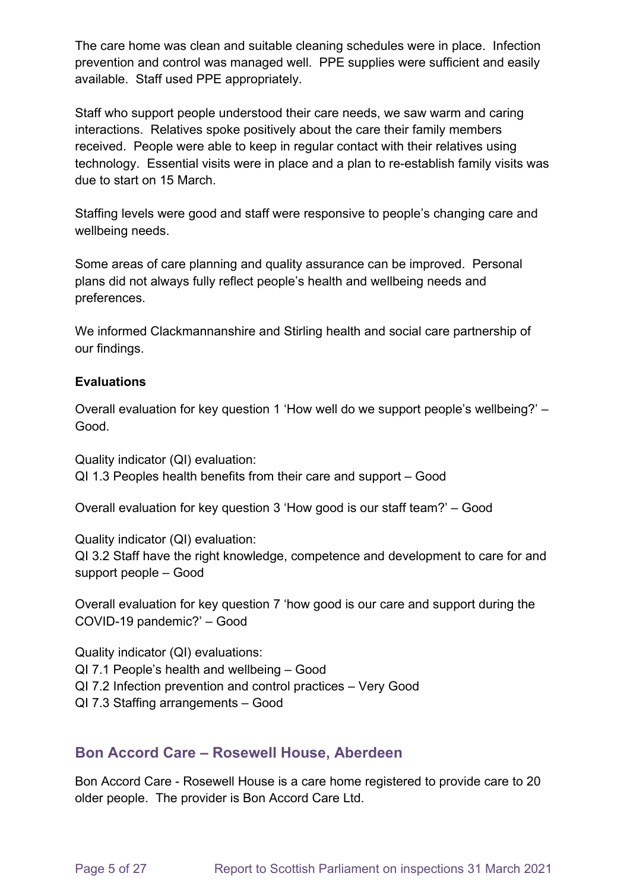The care home was clean and suitable cleaning schedules were in place. Infection prevention and control was managed well. PPE supplies were sufficient and easily available. Staff used PPE appropriately.

Staff who support people understood their care needs, we saw warm and caring interactions. Relatives spoke positively about the care their family members received. People were able to keep in regular contact with their relatives using technology. Essential visits were in place and a plan to re-establish family visits was due to start on 15 March.

Staffing levels were good and staff were responsive to people's changing care and wellbeing needs.

Some areas of care planning and quality assurance can be improved. Personal plans did not always fully reflect people's health and wellbeing needs and preferences.

We informed Clackmannanshire and Stirling health and social care partnership of our findings.

**Evaluations**

Overall evaluation for key question 1 'How well do we support people's wellbeing?' – Good.

Quality indicator (QI) evaluation:
QI 1.3 Peoples health benefits from their care and support – Good

Overall evaluation for key question 3 'How good is our staff team?' – Good

Quality indicator (QI) evaluation:
QI 3.2 Staff have the right knowledge, competence and development to care for and support people – Good

Overall evaluation for key question 7 'how good is our care and support during the COVID-19 pandemic?' – Good

Quality indicator (QI) evaluations:
QI 7.1 People's health and wellbeing – Good
QI 7.2 Infection prevention and control practices – Very Good
QI 7.3 Staffing arrangements – Good

## Bon Accord Care – Rosewell House, Aberdeen

Bon Accord Care - Rosewell House is a care home registered to provide care to 20 older people. The provider is Bon Accord Care Ltd.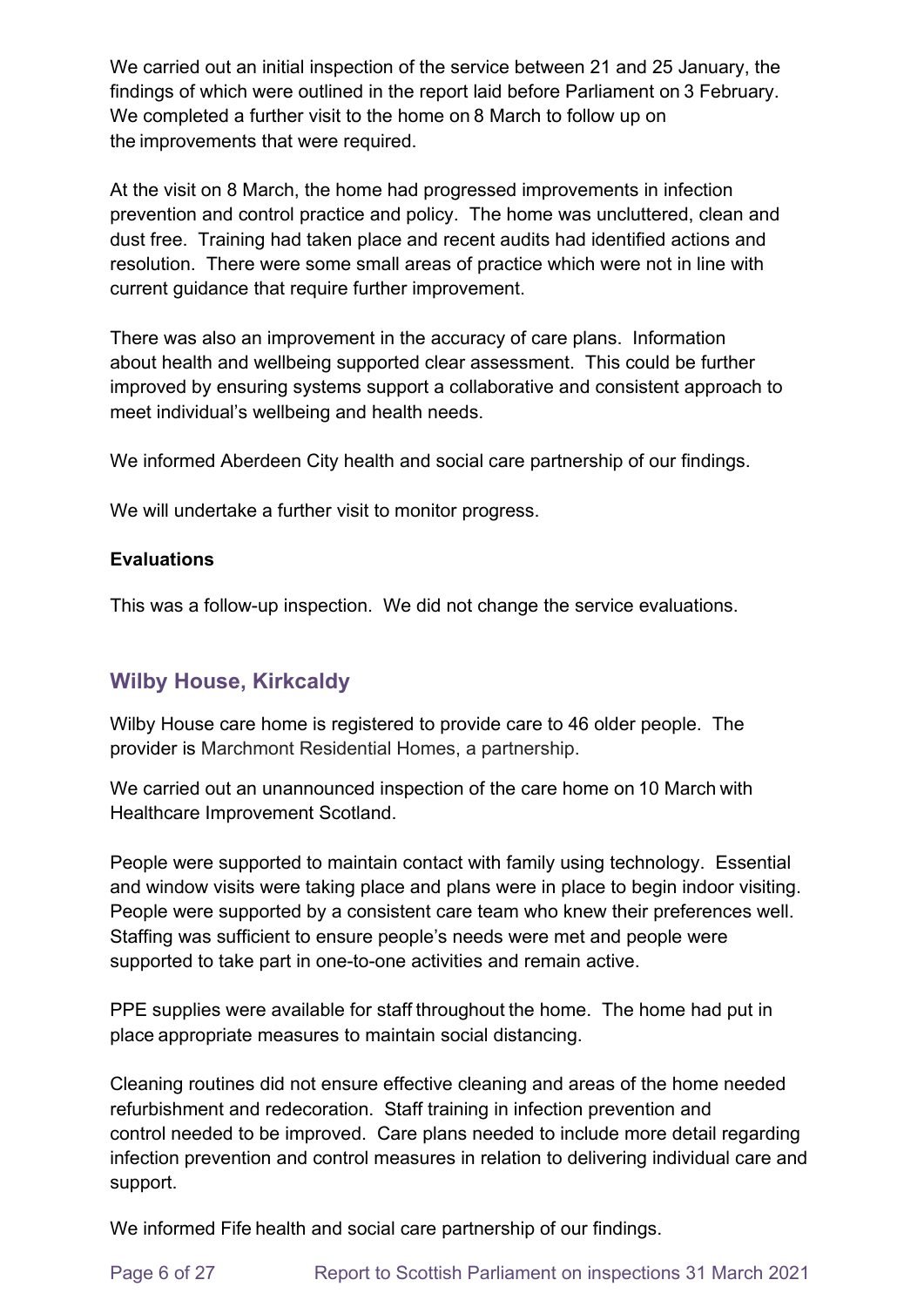We carried out an initial inspection of the service between 21 and 25 January, the findings of which were outlined in the report laid before Parliament on 3 February. We completed a further visit to the home on 8 March to follow up on the improvements that were required.

At the visit on 8 March, the home had progressed improvements in infection prevention and control practice and policy. The home was uncluttered, clean and dust free. Training had taken place and recent audits had identified actions and resolution. There were some small areas of practice which were not in line with current guidance that require further improvement.

There was also an improvement in the accuracy of care plans. Information about health and wellbeing supported clear assessment. This could be further improved by ensuring systems support a collaborative and consistent approach to meet individual's wellbeing and health needs.

We informed Aberdeen City health and social care partnership of our findings.

We will undertake a further visit to monitor progress.

**Evaluations**

This was a follow-up inspection. We did not change the service evaluations.

## Wilby House, Kirkcaldy

Wilby House care home is registered to provide care to 46 older people. The provider is Marchmont Residential Homes, a partnership.

We carried out an unannounced inspection of the care home on 10 March with Healthcare Improvement Scotland.

People were supported to maintain contact with family using technology. Essential and window visits were taking place and plans were in place to begin indoor visiting. People were supported by a consistent care team who knew their preferences well. Staffing was sufficient to ensure people's needs were met and people were supported to take part in one-to-one activities and remain active.

PPE supplies were available for staff throughout the home. The home had put in place appropriate measures to maintain social distancing.

Cleaning routines did not ensure effective cleaning and areas of the home needed refurbishment and redecoration. Staff training in infection prevention and control needed to be improved. Care plans needed to include more detail regarding infection prevention and control measures in relation to delivering individual care and support.

We informed Fife health and social care partnership of our findings.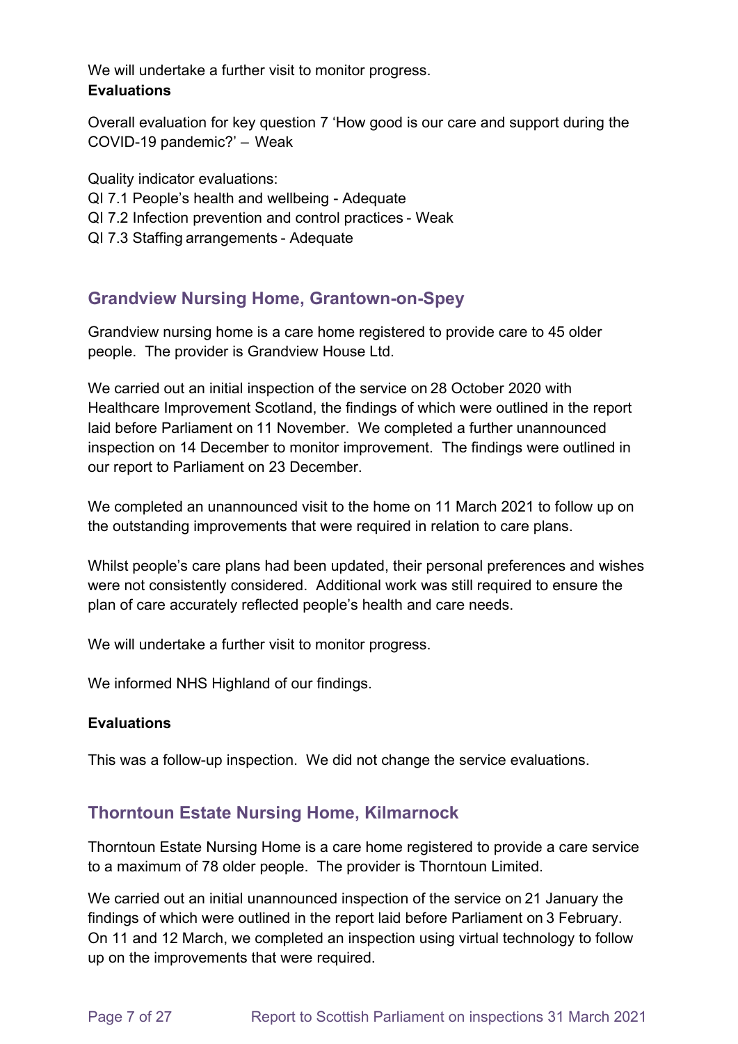We will undertake a further visit to monitor progress.

**Evaluations**

Overall evaluation for key question 7 'How good is our care and support during the COVID-19 pandemic?' – Weak

Quality indicator evaluations:
QI 7.1 People's health and wellbeing - Adequate
QI 7.2 Infection prevention and control practices - Weak
QI 7.3 Staffing arrangements - Adequate

## Grandview Nursing Home, Grantown-on-Spey

Grandview nursing home is a care home registered to provide care to 45 older people. The provider is Grandview House Ltd.

We carried out an initial inspection of the service on 28 October 2020 with Healthcare Improvement Scotland, the findings of which were outlined in the report laid before Parliament on 11 November. We completed a further unannounced inspection on 14 December to monitor improvement. The findings were outlined in our report to Parliament on 23 December.

We completed an unannounced visit to the home on 11 March 2021 to follow up on the outstanding improvements that were required in relation to care plans.

Whilst people's care plans had been updated, their personal preferences and wishes were not consistently considered. Additional work was still required to ensure the plan of care accurately reflected people's health and care needs.

We will undertake a further visit to monitor progress.

We informed NHS Highland of our findings.

**Evaluations**

This was a follow-up inspection. We did not change the service evaluations.

## Thorntoun Estate Nursing Home, Kilmarnock

Thorntoun Estate Nursing Home is a care home registered to provide a care service to a maximum of 78 older people. The provider is Thorntoun Limited.

We carried out an initial unannounced inspection of the service on 21 January the findings of which were outlined in the report laid before Parliament on 3 February. On 11 and 12 March, we completed an inspection using virtual technology to follow up on the improvements that were required.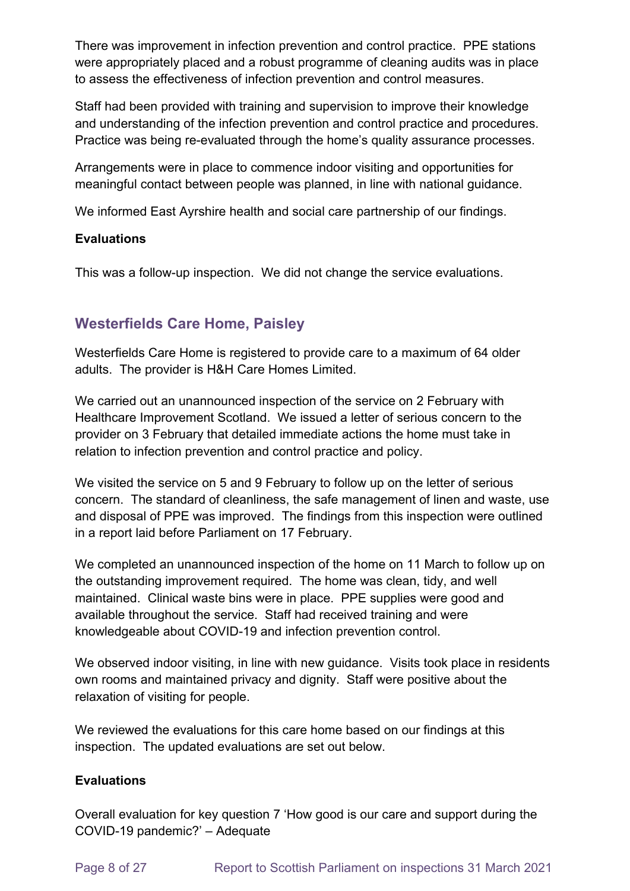There was improvement in infection prevention and control practice. PPE stations were appropriately placed and a robust programme of cleaning audits was in place to assess the effectiveness of infection prevention and control measures.

Staff had been provided with training and supervision to improve their knowledge and understanding of the infection prevention and control practice and procedures. Practice was being re-evaluated through the home's quality assurance processes.

Arrangements were in place to commence indoor visiting and opportunities for meaningful contact between people was planned, in line with national guidance.

We informed East Ayrshire health and social care partnership of our findings.

**Evaluations**

This was a follow-up inspection. We did not change the service evaluations.

## Westerfields Care Home, Paisley

Westerfields Care Home is registered to provide care to a maximum of 64 older adults. The provider is H&H Care Homes Limited.

We carried out an unannounced inspection of the service on 2 February with Healthcare Improvement Scotland. We issued a letter of serious concern to the provider on 3 February that detailed immediate actions the home must take in relation to infection prevention and control practice and policy.

We visited the service on 5 and 9 February to follow up on the letter of serious concern. The standard of cleanliness, the safe management of linen and waste, use and disposal of PPE was improved. The findings from this inspection were outlined in a report laid before Parliament on 17 February.

We completed an unannounced inspection of the home on 11 March to follow up on the outstanding improvement required. The home was clean, tidy, and well maintained. Clinical waste bins were in place. PPE supplies were good and available throughout the service. Staff had received training and were knowledgeable about COVID-19 and infection prevention control.

We observed indoor visiting, in line with new guidance. Visits took place in residents own rooms and maintained privacy and dignity. Staff were positive about the relaxation of visiting for people.

We reviewed the evaluations for this care home based on our findings at this inspection. The updated evaluations are set out below.

**Evaluations**

Overall evaluation for key question 7 'How good is our care and support during the COVID-19 pandemic?' – Adequate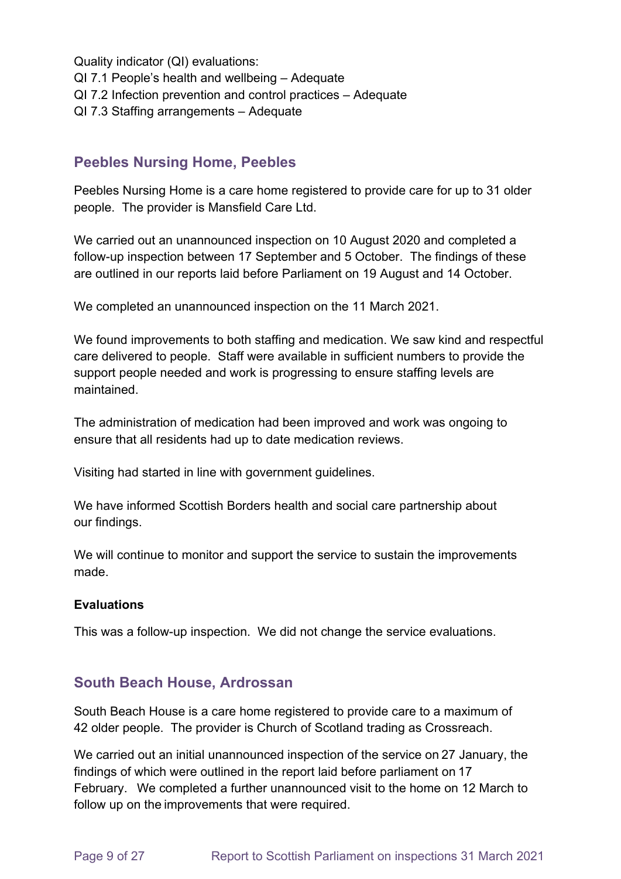Quality indicator (QI) evaluations:
QI 7.1 People's health and wellbeing – Adequate
QI 7.2 Infection prevention and control practices – Adequate
QI 7.3 Staffing arrangements – Adequate

## Peebles Nursing Home, Peebles

Peebles Nursing Home is a care home registered to provide care for up to 31 older people. The provider is Mansfield Care Ltd.

We carried out an unannounced inspection on 10 August 2020 and completed a follow-up inspection between 17 September and 5 October. The findings of these are outlined in our reports laid before Parliament on 19 August and 14 October.

We completed an unannounced inspection on the 11 March 2021.

We found improvements to both staffing and medication. We saw kind and respectful care delivered to people. Staff were available in sufficient numbers to provide the support people needed and work is progressing to ensure staffing levels are maintained.

The administration of medication had been improved and work was ongoing to ensure that all residents had up to date medication reviews.

Visiting had started in line with government guidelines.

We have informed Scottish Borders health and social care partnership about our findings.

We will continue to monitor and support the service to sustain the improvements made.

**Evaluations**

This was a follow-up inspection. We did not change the service evaluations.

## South Beach House, Ardrossan

South Beach House is a care home registered to provide care to a maximum of 42 older people. The provider is Church of Scotland trading as Crossreach.

We carried out an initial unannounced inspection of the service on 27 January, the findings of which were outlined in the report laid before parliament on 17 February. We completed a further unannounced visit to the home on 12 March to follow up on the improvements that were required.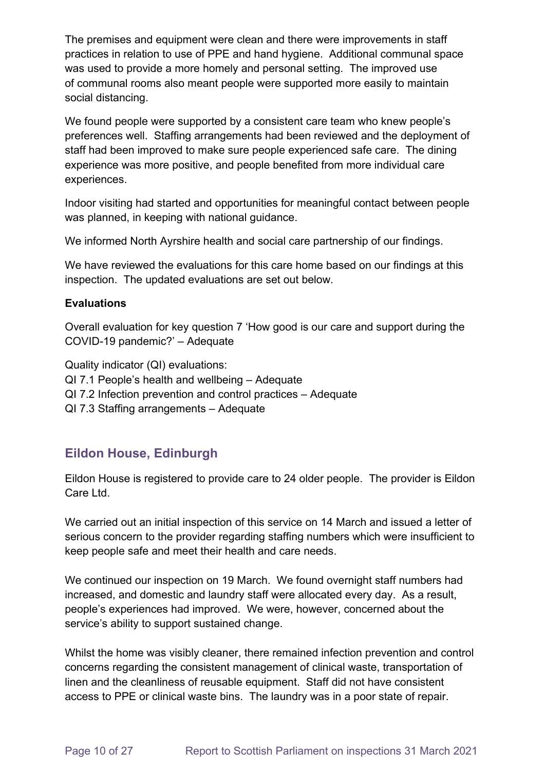The premises and equipment were clean and there were improvements in staff practices in relation to use of PPE and hand hygiene. Additional communal space was used to provide a more homely and personal setting. The improved use of communal rooms also meant people were supported more easily to maintain social distancing.

We found people were supported by a consistent care team who knew people's preferences well. Staffing arrangements had been reviewed and the deployment of staff had been improved to make sure people experienced safe care. The dining experience was more positive, and people benefited from more individual care experiences.

Indoor visiting had started and opportunities for meaningful contact between people was planned, in keeping with national guidance.

We informed North Ayrshire health and social care partnership of our findings.

We have reviewed the evaluations for this care home based on our findings at this inspection. The updated evaluations are set out below.

**Evaluations**

Overall evaluation for key question 7 'How good is our care and support during the COVID-19 pandemic?' – Adequate

Quality indicator (QI) evaluations:
QI 7.1 People's health and wellbeing – Adequate
QI 7.2 Infection prevention and control practices – Adequate
QI 7.3 Staffing arrangements – Adequate

## Eildon House, Edinburgh

Eildon House is registered to provide care to 24 older people. The provider is Eildon Care Ltd.

We carried out an initial inspection of this service on 14 March and issued a letter of serious concern to the provider regarding staffing numbers which were insufficient to keep people safe and meet their health and care needs.

We continued our inspection on 19 March. We found overnight staff numbers had increased, and domestic and laundry staff were allocated every day. As a result, people's experiences had improved. We were, however, concerned about the service's ability to support sustained change.

Whilst the home was visibly cleaner, there remained infection prevention and control concerns regarding the consistent management of clinical waste, transportation of linen and the cleanliness of reusable equipment. Staff did not have consistent access to PPE or clinical waste bins. The laundry was in a poor state of repair.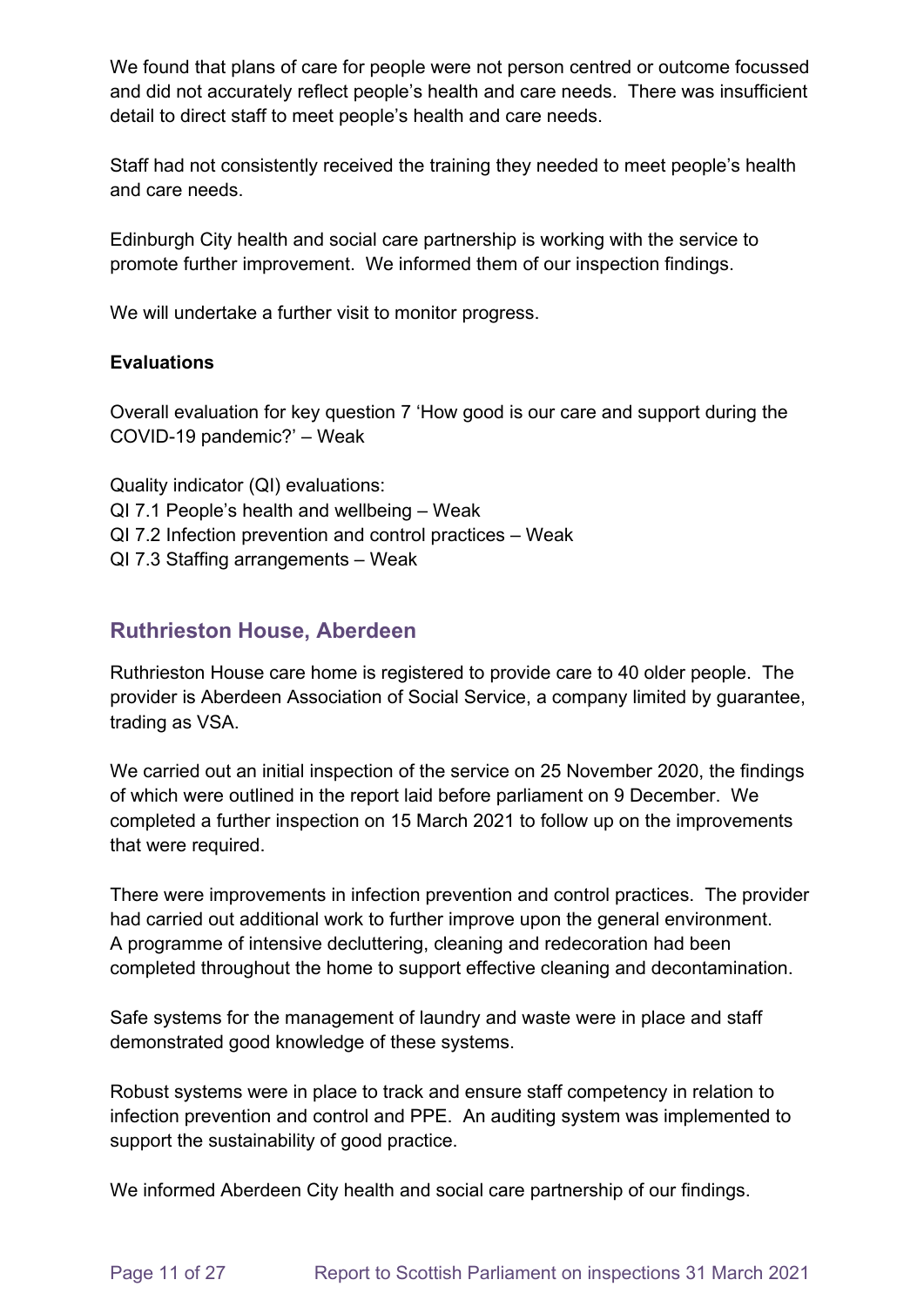We found that plans of care for people were not person centred or outcome focussed and did not accurately reflect people's health and care needs. There was insufficient detail to direct staff to meet people's health and care needs.

Staff had not consistently received the training they needed to meet people's health and care needs.

Edinburgh City health and social care partnership is working with the service to promote further improvement. We informed them of our inspection findings.

We will undertake a further visit to monitor progress.

**Evaluations**

Overall evaluation for key question 7 'How good is our care and support during the COVID-19 pandemic?' – Weak

Quality indicator (QI) evaluations:
QI 7.1 People's health and wellbeing – Weak
QI 7.2 Infection prevention and control practices – Weak
QI 7.3 Staffing arrangements – Weak

## Ruthrieston House, Aberdeen

Ruthrieston House care home is registered to provide care to 40 older people. The provider is Aberdeen Association of Social Service, a company limited by guarantee, trading as VSA.

We carried out an initial inspection of the service on 25 November 2020, the findings of which were outlined in the report laid before parliament on 9 December. We completed a further inspection on 15 March 2021 to follow up on the improvements that were required.

There were improvements in infection prevention and control practices. The provider had carried out additional work to further improve upon the general environment. A programme of intensive decluttering, cleaning and redecoration had been completed throughout the home to support effective cleaning and decontamination.

Safe systems for the management of laundry and waste were in place and staff demonstrated good knowledge of these systems.

Robust systems were in place to track and ensure staff competency in relation to infection prevention and control and PPE. An auditing system was implemented to support the sustainability of good practice.

We informed Aberdeen City health and social care partnership of our findings.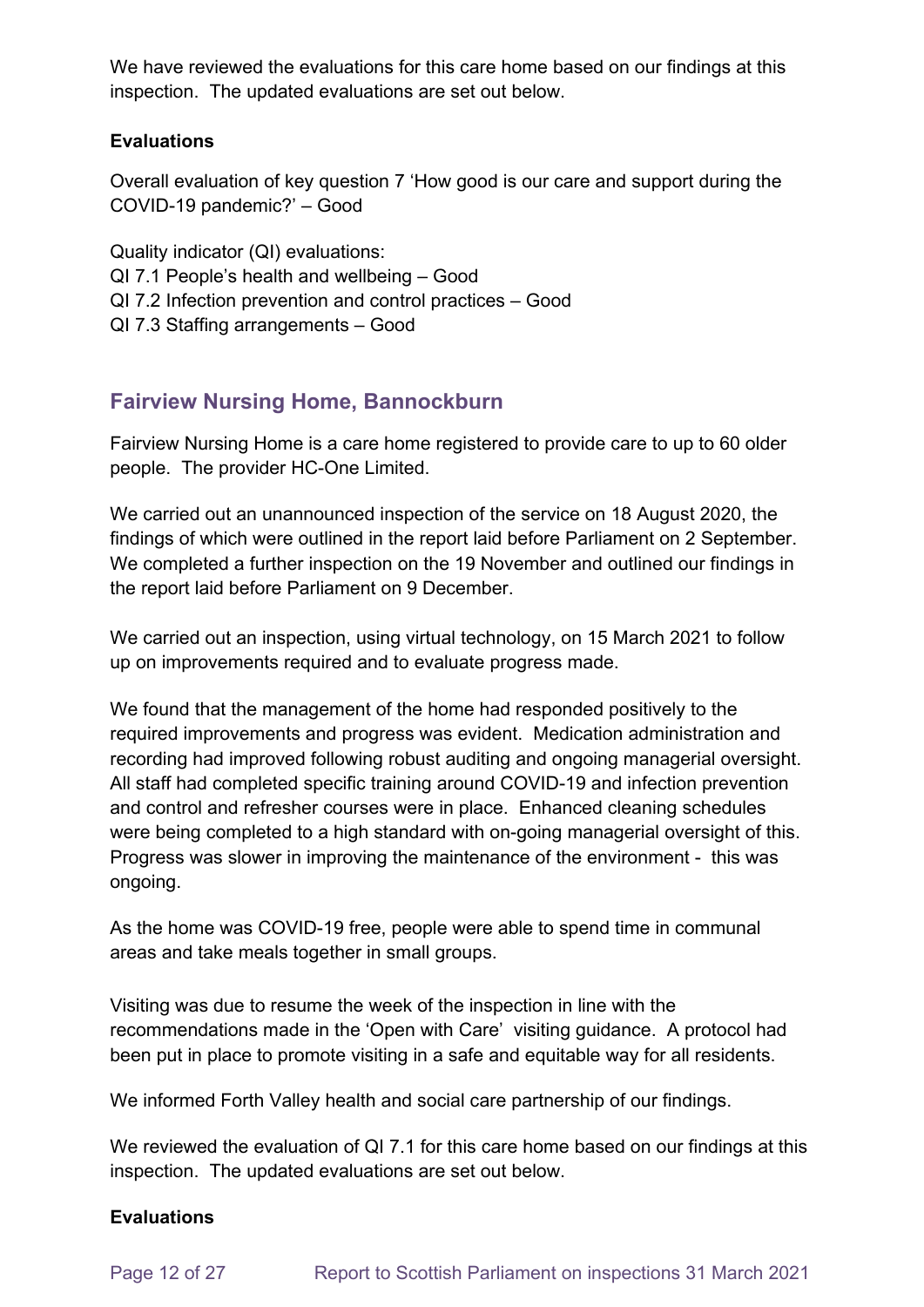We have reviewed the evaluations for this care home based on our findings at this inspection. The updated evaluations are set out below.

**Evaluations**

Overall evaluation of key question 7 'How good is our care and support during the COVID-19 pandemic?' – Good

Quality indicator (QI) evaluations:
QI 7.1 People's health and wellbeing – Good
QI 7.2 Infection prevention and control practices – Good
QI 7.3 Staffing arrangements – Good

## Fairview Nursing Home, Bannockburn

Fairview Nursing Home is a care home registered to provide care to up to 60 older people. The provider HC-One Limited.

We carried out an unannounced inspection of the service on 18 August 2020, the findings of which were outlined in the report laid before Parliament on 2 September. We completed a further inspection on the 19 November and outlined our findings in the report laid before Parliament on 9 December.

We carried out an inspection, using virtual technology, on 15 March 2021 to follow up on improvements required and to evaluate progress made.

We found that the management of the home had responded positively to the required improvements and progress was evident. Medication administration and recording had improved following robust auditing and ongoing managerial oversight. All staff had completed specific training around COVID-19 and infection prevention and control and refresher courses were in place. Enhanced cleaning schedules were being completed to a high standard with on-going managerial oversight of this. Progress was slower in improving the maintenance of the environment - this was ongoing.

As the home was COVID-19 free, people were able to spend time in communal areas and take meals together in small groups.

Visiting was due to resume the week of the inspection in line with the recommendations made in the 'Open with Care' visiting guidance. A protocol had been put in place to promote visiting in a safe and equitable way for all residents.

We informed Forth Valley health and social care partnership of our findings.

We reviewed the evaluation of QI 7.1 for this care home based on our findings at this inspection. The updated evaluations are set out below.

**Evaluations**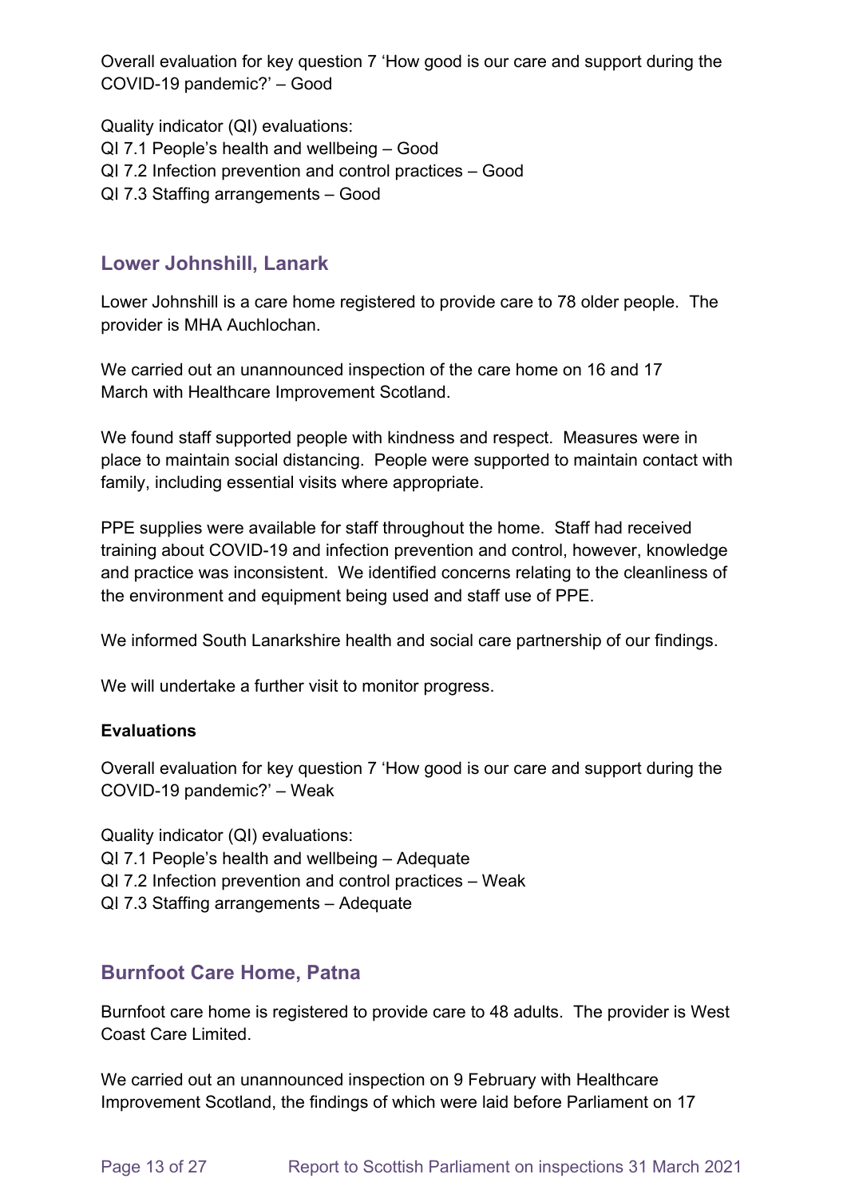Overall evaluation for key question 7 ‘How good is our care and support during the COVID-19 pandemic?’ – Good

Quality indicator (QI) evaluations:
QI 7.1 People’s health and wellbeing – Good
QI 7.2 Infection prevention and control practices – Good
QI 7.3 Staffing arrangements – Good

## Lower Johnshill, Lanark

Lower Johnshill is a care home registered to provide care to 78 older people. The provider is MHA Auchlochan.

We carried out an unannounced inspection of the care home on 16 and 17 March with Healthcare Improvement Scotland.

We found staff supported people with kindness and respect. Measures were in place to maintain social distancing. People were supported to maintain contact with family, including essential visits where appropriate.

PPE supplies were available for staff throughout the home. Staff had received training about COVID-19 and infection prevention and control, however, knowledge and practice was inconsistent. We identified concerns relating to the cleanliness of the environment and equipment being used and staff use of PPE.

We informed South Lanarkshire health and social care partnership of our findings.

We will undertake a further visit to monitor progress.

**Evaluations**

Overall evaluation for key question 7 ‘How good is our care and support during the COVID-19 pandemic?’ – Weak

Quality indicator (QI) evaluations:
QI 7.1 People’s health and wellbeing – Adequate
QI 7.2 Infection prevention and control practices – Weak
QI 7.3 Staffing arrangements – Adequate

## Burnfoot Care Home, Patna

Burnfoot care home is registered to provide care to 48 adults. The provider is West Coast Care Limited.

We carried out an unannounced inspection on 9 February with Healthcare Improvement Scotland, the findings of which were laid before Parliament on 17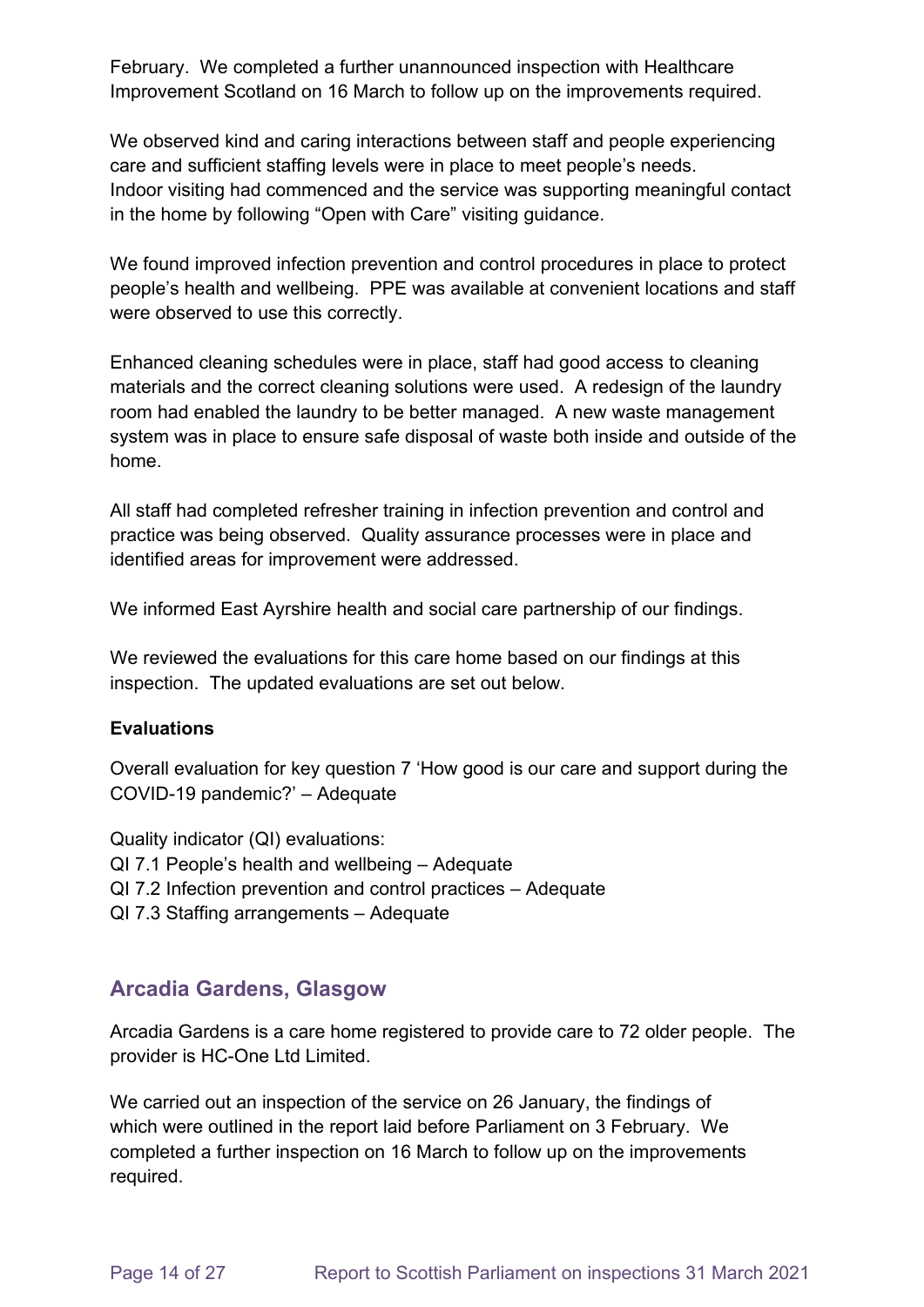February. We completed a further unannounced inspection with Healthcare Improvement Scotland on 16 March to follow up on the improvements required.

We observed kind and caring interactions between staff and people experiencing care and sufficient staffing levels were in place to meet people's needs. Indoor visiting had commenced and the service was supporting meaningful contact in the home by following "Open with Care" visiting guidance.

We found improved infection prevention and control procedures in place to protect people's health and wellbeing. PPE was available at convenient locations and staff were observed to use this correctly.

Enhanced cleaning schedules were in place, staff had good access to cleaning materials and the correct cleaning solutions were used. A redesign of the laundry room had enabled the laundry to be better managed. A new waste management system was in place to ensure safe disposal of waste both inside and outside of the home.

All staff had completed refresher training in infection prevention and control and practice was being observed. Quality assurance processes were in place and identified areas for improvement were addressed.

We informed East Ayrshire health and social care partnership of our findings.

We reviewed the evaluations for this care home based on our findings at this inspection. The updated evaluations are set out below.

**Evaluations**

Overall evaluation for key question 7 'How good is our care and support during the COVID-19 pandemic?' – Adequate

Quality indicator (QI) evaluations:
QI 7.1 People's health and wellbeing – Adequate
QI 7.2 Infection prevention and control practices – Adequate
QI 7.3 Staffing arrangements – Adequate

## Arcadia Gardens, Glasgow

Arcadia Gardens is a care home registered to provide care to 72 older people. The provider is HC-One Ltd Limited.

We carried out an inspection of the service on 26 January, the findings of which were outlined in the report laid before Parliament on 3 February. We completed a further inspection on 16 March to follow up on the improvements required.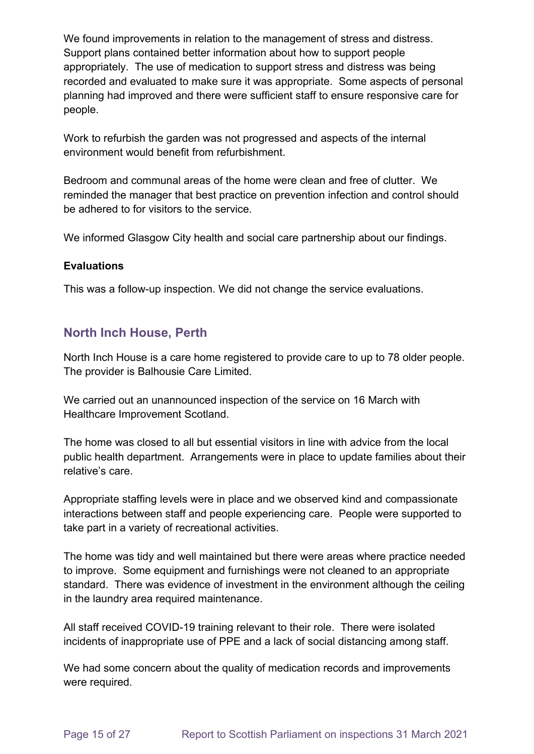We found improvements in relation to the management of stress and distress. Support plans contained better information about how to support people appropriately. The use of medication to support stress and distress was being recorded and evaluated to make sure it was appropriate. Some aspects of personal planning had improved and there were sufficient staff to ensure responsive care for people.

Work to refurbish the garden was not progressed and aspects of the internal environment would benefit from refurbishment.

Bedroom and communal areas of the home were clean and free of clutter. We reminded the manager that best practice on prevention infection and control should be adhered to for visitors to the service.

We informed Glasgow City health and social care partnership about our findings.

**Evaluations**

This was a follow-up inspection. We did not change the service evaluations.

## North Inch House, Perth

North Inch House is a care home registered to provide care to up to 78 older people. The provider is Balhousie Care Limited.

We carried out an unannounced inspection of the service on 16 March with Healthcare Improvement Scotland.

The home was closed to all but essential visitors in line with advice from the local public health department. Arrangements were in place to update families about their relative's care.

Appropriate staffing levels were in place and we observed kind and compassionate interactions between staff and people experiencing care. People were supported to take part in a variety of recreational activities.

The home was tidy and well maintained but there were areas where practice needed to improve. Some equipment and furnishings were not cleaned to an appropriate standard. There was evidence of investment in the environment although the ceiling in the laundry area required maintenance.

All staff received COVID-19 training relevant to their role. There were isolated incidents of inappropriate use of PPE and a lack of social distancing among staff.

We had some concern about the quality of medication records and improvements were required.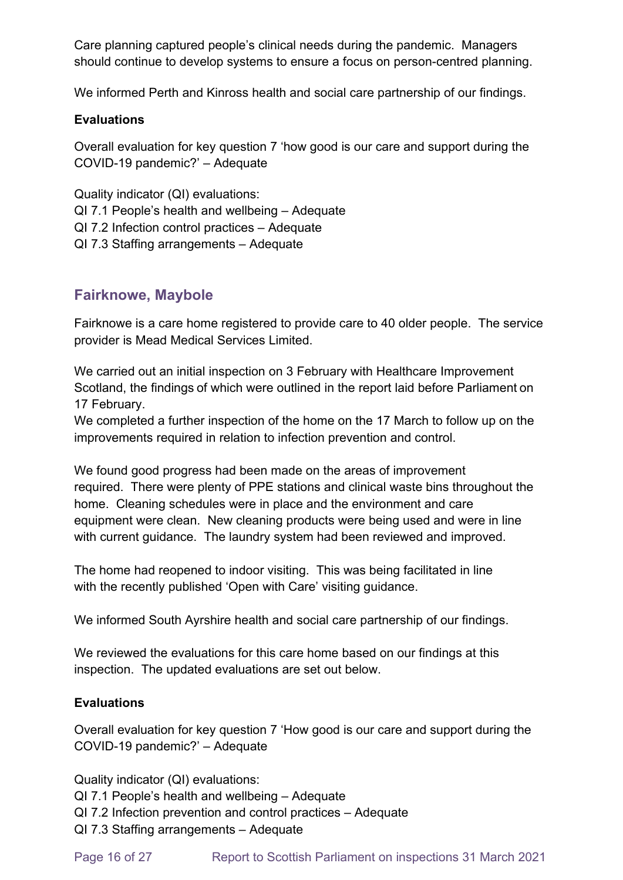Care planning captured people's clinical needs during the pandemic. Managers should continue to develop systems to ensure a focus on person-centred planning.

We informed Perth and Kinross health and social care partnership of our findings.

**Evaluations**

Overall evaluation for key question 7 'how good is our care and support during the COVID-19 pandemic?' – Adequate

Quality indicator (QI) evaluations:
QI 7.1 People's health and wellbeing – Adequate
QI 7.2 Infection control practices – Adequate
QI 7.3 Staffing arrangements – Adequate

## Fairknowe, Maybole

Fairknowe is a care home registered to provide care to 40 older people. The service provider is Mead Medical Services Limited.

We carried out an initial inspection on 3 February with Healthcare Improvement Scotland, the findings of which were outlined in the report laid before Parliament on 17 February.
We completed a further inspection of the home on the 17 March to follow up on the improvements required in relation to infection prevention and control.

We found good progress had been made on the areas of improvement required. There were plenty of PPE stations and clinical waste bins throughout the home. Cleaning schedules were in place and the environment and care equipment were clean. New cleaning products were being used and were in line with current guidance. The laundry system had been reviewed and improved.

The home had reopened to indoor visiting. This was being facilitated in line with the recently published 'Open with Care' visiting guidance.

We informed South Ayrshire health and social care partnership of our findings.

We reviewed the evaluations for this care home based on our findings at this inspection. The updated evaluations are set out below.

**Evaluations**

Overall evaluation for key question 7 'How good is our care and support during the COVID-19 pandemic?' – Adequate

Quality indicator (QI) evaluations:
QI 7.1 People's health and wellbeing – Adequate
QI 7.2 Infection prevention and control practices – Adequate
QI 7.3 Staffing arrangements – Adequate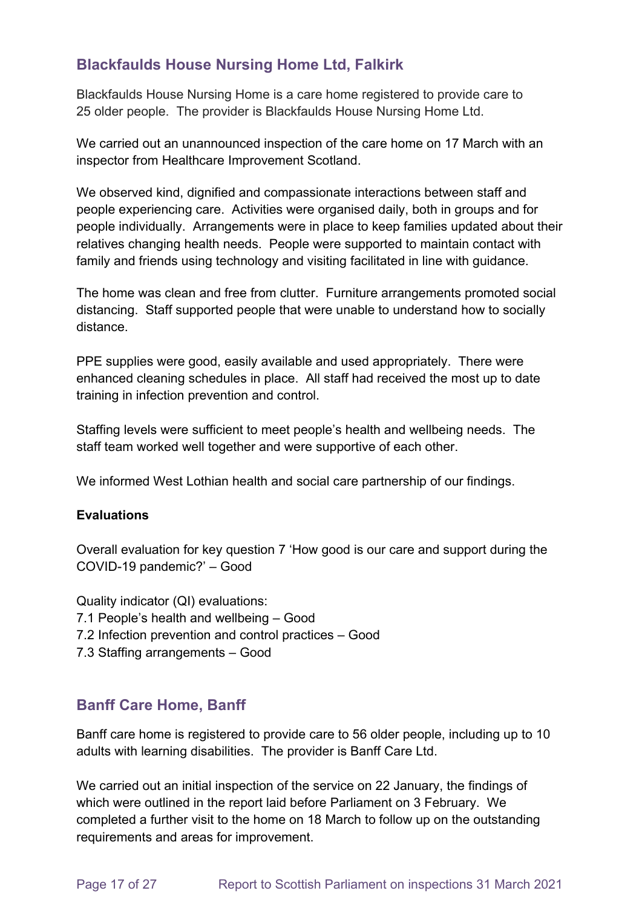## Blackfaulds House Nursing Home Ltd, Falkirk

Blackfaulds House Nursing Home is a care home registered to provide care to 25 older people. The provider is Blackfaulds House Nursing Home Ltd.

We carried out an unannounced inspection of the care home on 17 March with an inspector from Healthcare Improvement Scotland.

We observed kind, dignified and compassionate interactions between staff and people experiencing care. Activities were organised daily, both in groups and for people individually. Arrangements were in place to keep families updated about their relatives changing health needs. People were supported to maintain contact with family and friends using technology and visiting facilitated in line with guidance.

The home was clean and free from clutter. Furniture arrangements promoted social distancing. Staff supported people that were unable to understand how to socially distance.

PPE supplies were good, easily available and used appropriately. There were enhanced cleaning schedules in place. All staff had received the most up to date training in infection prevention and control.

Staffing levels were sufficient to meet people's health and wellbeing needs. The staff team worked well together and were supportive of each other.

We informed West Lothian health and social care partnership of our findings.

**Evaluations**

Overall evaluation for key question 7 'How good is our care and support during the COVID-19 pandemic?' – Good

Quality indicator (QI) evaluations:
7.1 People's health and wellbeing – Good
7.2 Infection prevention and control practices – Good
7.3 Staffing arrangements – Good

## Banff Care Home, Banff

Banff care home is registered to provide care to 56 older people, including up to 10 adults with learning disabilities. The provider is Banff Care Ltd.

We carried out an initial inspection of the service on 22 January, the findings of which were outlined in the report laid before Parliament on 3 February. We completed a further visit to the home on 18 March to follow up on the outstanding requirements and areas for improvement.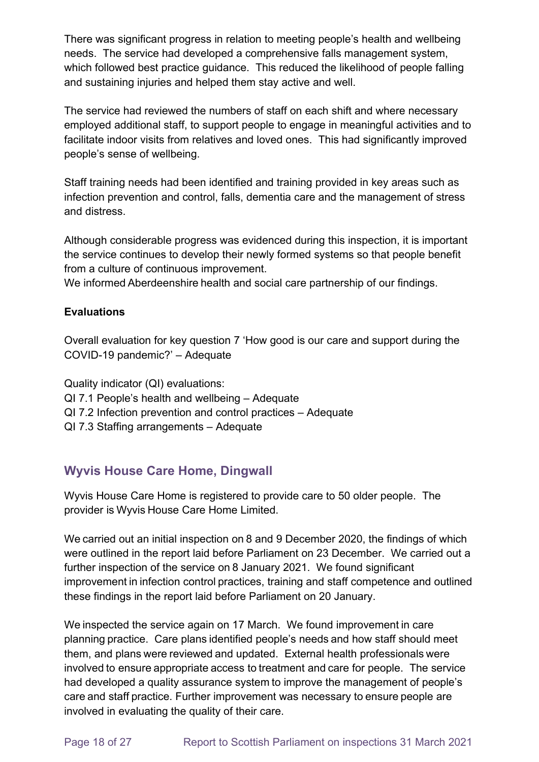There was significant progress in relation to meeting people's health and wellbeing needs. The service had developed a comprehensive falls management system, which followed best practice guidance. This reduced the likelihood of people falling and sustaining injuries and helped them stay active and well.

The service had reviewed the numbers of staff on each shift and where necessary employed additional staff, to support people to engage in meaningful activities and to facilitate indoor visits from relatives and loved ones. This had significantly improved people's sense of wellbeing.

Staff training needs had been identified and training provided in key areas such as infection prevention and control, falls, dementia care and the management of stress and distress.

Although considerable progress was evidenced during this inspection, it is important the service continues to develop their newly formed systems so that people benefit from a culture of continuous improvement.
We informed Aberdeenshire health and social care partnership of our findings.

**Evaluations**

Overall evaluation for key question 7 'How good is our care and support during the COVID-19 pandemic?' – Adequate

Quality indicator (QI) evaluations:
QI 7.1 People's health and wellbeing – Adequate
QI 7.2 Infection prevention and control practices – Adequate
QI 7.3 Staffing arrangements – Adequate

## Wyvis House Care Home, Dingwall

Wyvis House Care Home is registered to provide care to 50 older people. The provider is Wyvis House Care Home Limited.

We carried out an initial inspection on 8 and 9 December 2020, the findings of which were outlined in the report laid before Parliament on 23 December. We carried out a further inspection of the service on 8 January 2021. We found significant improvement in infection control practices, training and staff competence and outlined these findings in the report laid before Parliament on 20 January.

We inspected the service again on 17 March. We found improvement in care planning practice. Care plans identified people's needs and how staff should meet them, and plans were reviewed and updated. External health professionals were involved to ensure appropriate access to treatment and care for people. The service had developed a quality assurance system to improve the management of people's care and staff practice. Further improvement was necessary to ensure people are involved in evaluating the quality of their care.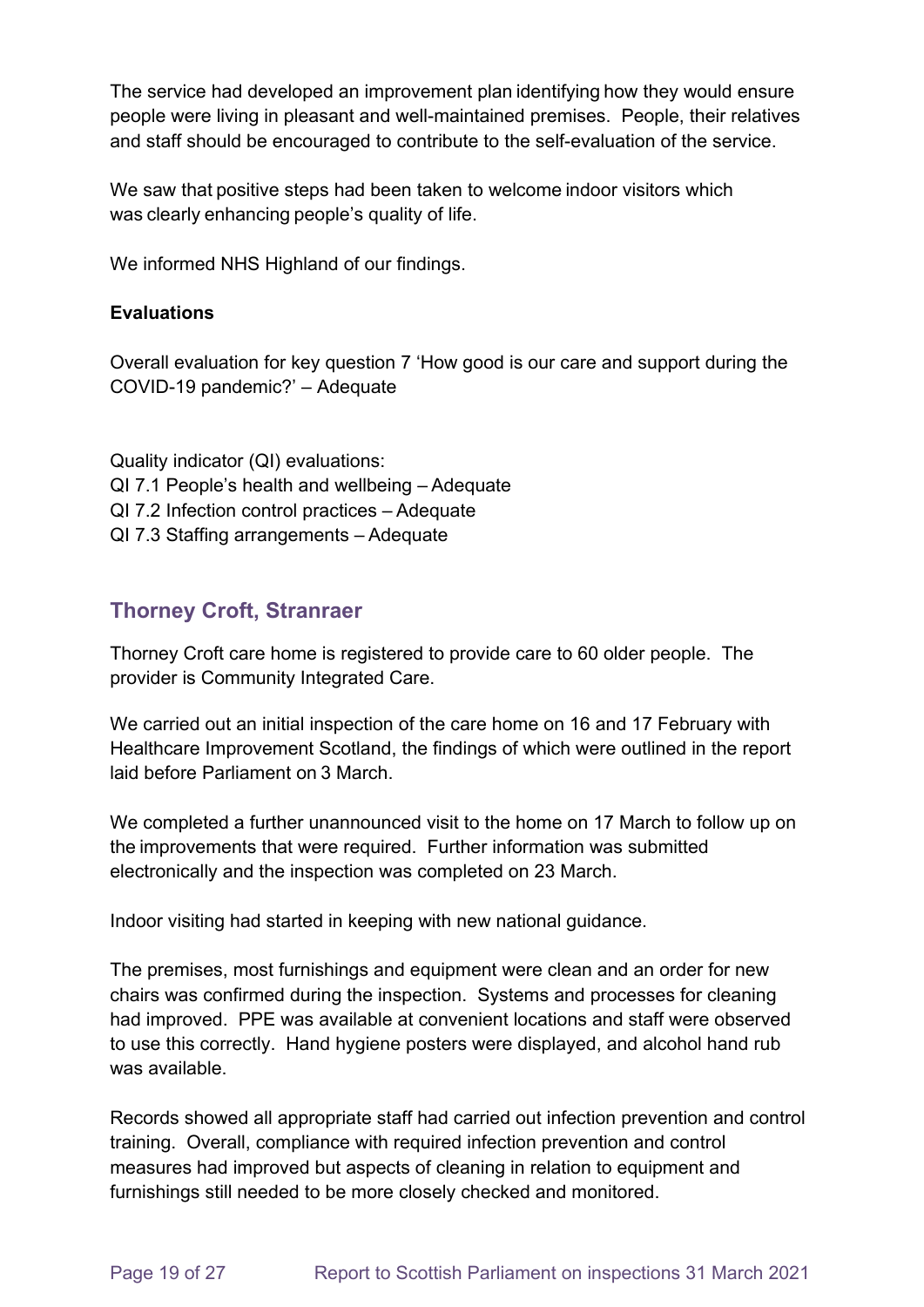The service had developed an improvement plan identifying how they would ensure people were living in pleasant and well-maintained premises. People, their relatives and staff should be encouraged to contribute to the self-evaluation of the service.

We saw that positive steps had been taken to welcome indoor visitors which was clearly enhancing people's quality of life.

We informed NHS Highland of our findings.

**Evaluations**

Overall evaluation for key question 7 'How good is our care and support during the COVID-19 pandemic?' – Adequate

Quality indicator (QI) evaluations:
QI 7.1 People's health and wellbeing – Adequate
QI 7.2 Infection control practices – Adequate
QI 7.3 Staffing arrangements – Adequate

## Thorney Croft, Stranraer

Thorney Croft care home is registered to provide care to 60 older people. The provider is Community Integrated Care.

We carried out an initial inspection of the care home on 16 and 17 February with Healthcare Improvement Scotland, the findings of which were outlined in the report laid before Parliament on 3 March.

We completed a further unannounced visit to the home on 17 March to follow up on the improvements that were required. Further information was submitted electronically and the inspection was completed on 23 March.

Indoor visiting had started in keeping with new national guidance.

The premises, most furnishings and equipment were clean and an order for new chairs was confirmed during the inspection. Systems and processes for cleaning had improved. PPE was available at convenient locations and staff were observed to use this correctly. Hand hygiene posters were displayed, and alcohol hand rub was available.

Records showed all appropriate staff had carried out infection prevention and control training. Overall, compliance with required infection prevention and control measures had improved but aspects of cleaning in relation to equipment and furnishings still needed to be more closely checked and monitored.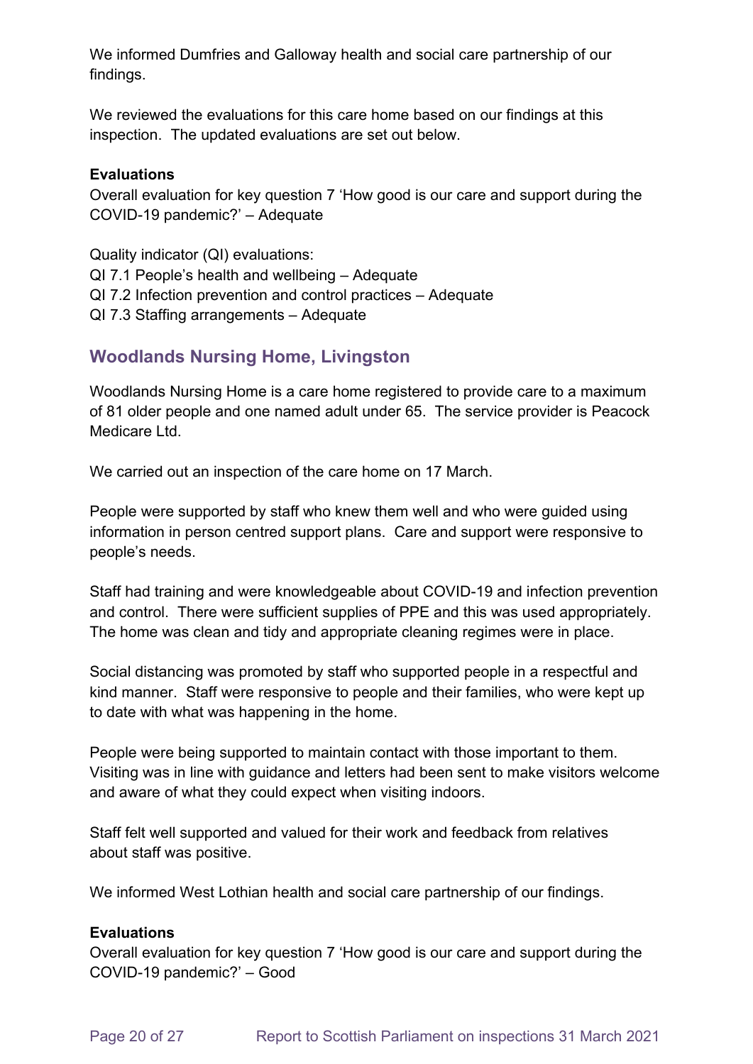We informed Dumfries and Galloway health and social care partnership of our findings.

We reviewed the evaluations for this care home based on our findings at this inspection. The updated evaluations are set out below.

**Evaluations**
Overall evaluation for key question 7 'How good is our care and support during the COVID-19 pandemic?' – Adequate

Quality indicator (QI) evaluations:
QI 7.1 People's health and wellbeing – Adequate
QI 7.2 Infection prevention and control practices – Adequate
QI 7.3 Staffing arrangements – Adequate

## Woodlands Nursing Home, Livingston

Woodlands Nursing Home is a care home registered to provide care to a maximum of 81 older people and one named adult under 65. The service provider is Peacock Medicare Ltd.

We carried out an inspection of the care home on 17 March.

People were supported by staff who knew them well and who were guided using information in person centred support plans. Care and support were responsive to people's needs.

Staff had training and were knowledgeable about COVID-19 and infection prevention and control. There were sufficient supplies of PPE and this was used appropriately. The home was clean and tidy and appropriate cleaning regimes were in place.

Social distancing was promoted by staff who supported people in a respectful and kind manner. Staff were responsive to people and their families, who were kept up to date with what was happening in the home.

People were being supported to maintain contact with those important to them. Visiting was in line with guidance and letters had been sent to make visitors welcome and aware of what they could expect when visiting indoors.

Staff felt well supported and valued for their work and feedback from relatives about staff was positive.

We informed West Lothian health and social care partnership of our findings.

**Evaluations**
Overall evaluation for key question 7 'How good is our care and support during the COVID-19 pandemic?' – Good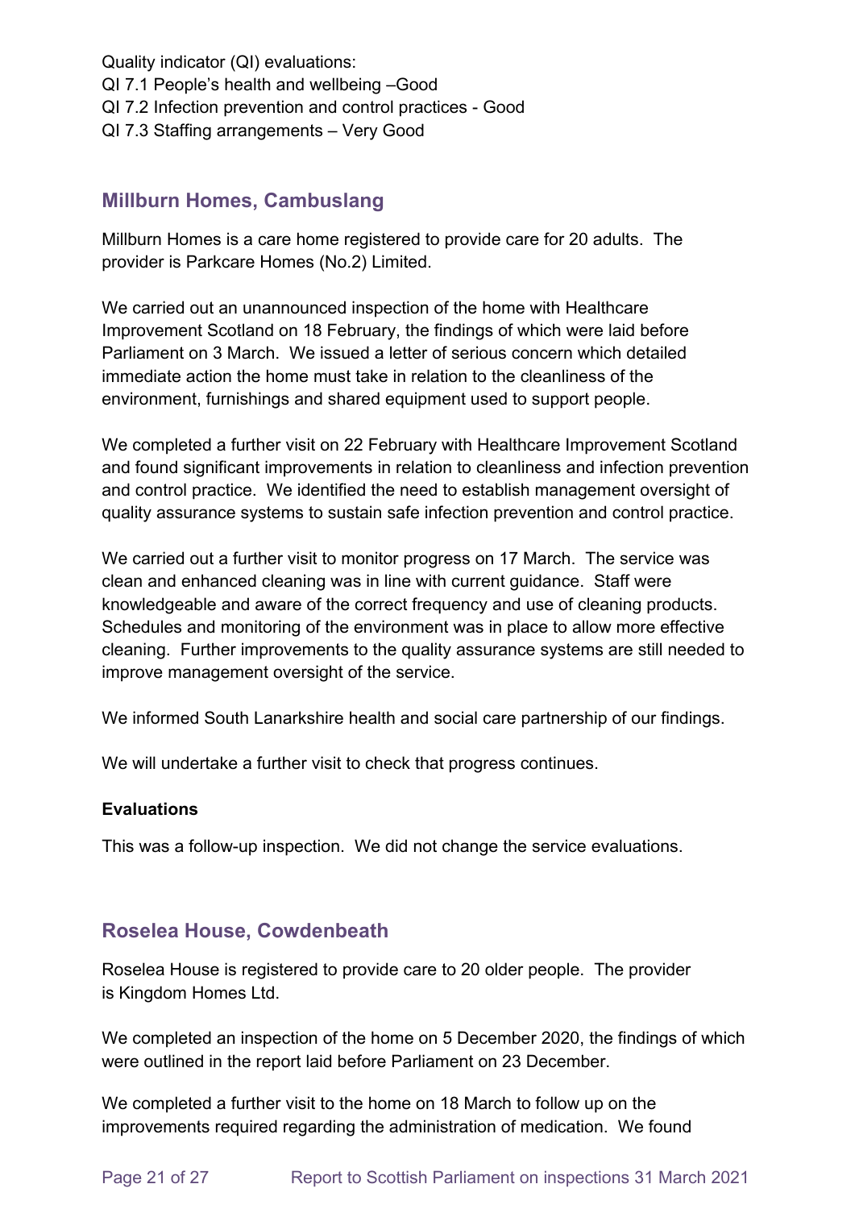Quality indicator (QI) evaluations:
QI 7.1 People's health and wellbeing –Good
QI 7.2 Infection prevention and control practices - Good
QI 7.3 Staffing arrangements – Very Good

## Millburn Homes, Cambuslang

Millburn Homes is a care home registered to provide care for 20 adults. The provider is Parkcare Homes (No.2) Limited.

We carried out an unannounced inspection of the home with Healthcare Improvement Scotland on 18 February, the findings of which were laid before Parliament on 3 March. We issued a letter of serious concern which detailed immediate action the home must take in relation to the cleanliness of the environment, furnishings and shared equipment used to support people.

We completed a further visit on 22 February with Healthcare Improvement Scotland and found significant improvements in relation to cleanliness and infection prevention and control practice. We identified the need to establish management oversight of quality assurance systems to sustain safe infection prevention and control practice.

We carried out a further visit to monitor progress on 17 March. The service was clean and enhanced cleaning was in line with current guidance. Staff were knowledgeable and aware of the correct frequency and use of cleaning products. Schedules and monitoring of the environment was in place to allow more effective cleaning. Further improvements to the quality assurance systems are still needed to improve management oversight of the service.

We informed South Lanarkshire health and social care partnership of our findings.

We will undertake a further visit to check that progress continues.

**Evaluations**

This was a follow-up inspection. We did not change the service evaluations.

## Roselea House, Cowdenbeath

Roselea House is registered to provide care to 20 older people. The provider is Kingdom Homes Ltd.

We completed an inspection of the home on 5 December 2020, the findings of which were outlined in the report laid before Parliament on 23 December.

We completed a further visit to the home on 18 March to follow up on the improvements required regarding the administration of medication. We found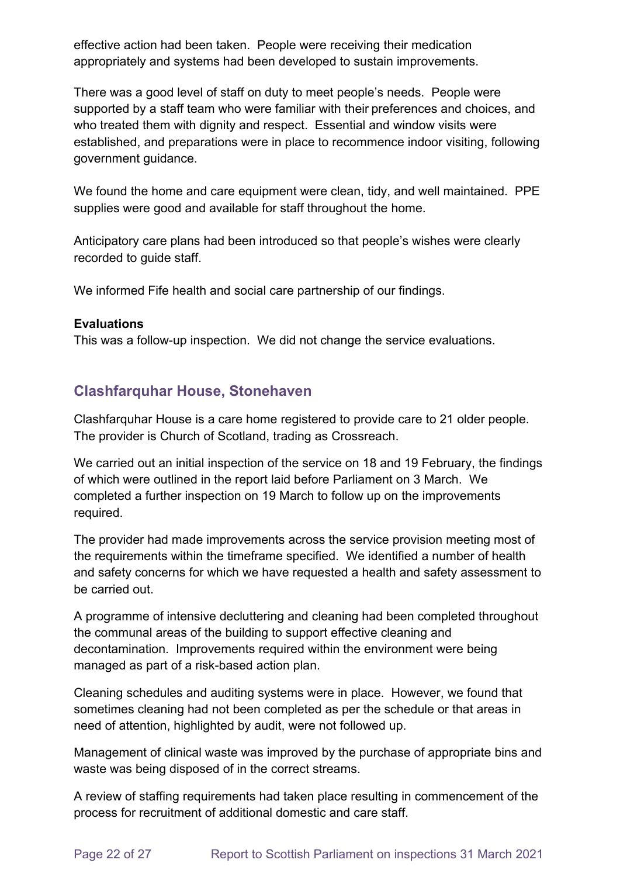effective action had been taken. People were receiving their medication appropriately and systems had been developed to sustain improvements.

There was a good level of staff on duty to meet people's needs. People were supported by a staff team who were familiar with their preferences and choices, and who treated them with dignity and respect. Essential and window visits were established, and preparations were in place to recommence indoor visiting, following government guidance.

We found the home and care equipment were clean, tidy, and well maintained. PPE supplies were good and available for staff throughout the home.

Anticipatory care plans had been introduced so that people's wishes were clearly recorded to guide staff.

We informed Fife health and social care partnership of our findings.

**Evaluations**
This was a follow-up inspection. We did not change the service evaluations.

## Clashfarquhar House, Stonehaven

Clashfarquhar House is a care home registered to provide care to 21 older people. The provider is Church of Scotland, trading as Crossreach.

We carried out an initial inspection of the service on 18 and 19 February, the findings of which were outlined in the report laid before Parliament on 3 March. We completed a further inspection on 19 March to follow up on the improvements required.

The provider had made improvements across the service provision meeting most of the requirements within the timeframe specified. We identified a number of health and safety concerns for which we have requested a health and safety assessment to be carried out.

A programme of intensive decluttering and cleaning had been completed throughout the communal areas of the building to support effective cleaning and decontamination. Improvements required within the environment were being managed as part of a risk-based action plan.

Cleaning schedules and auditing systems were in place. However, we found that sometimes cleaning had not been completed as per the schedule or that areas in need of attention, highlighted by audit, were not followed up.

Management of clinical waste was improved by the purchase of appropriate bins and waste was being disposed of in the correct streams.

A review of staffing requirements had taken place resulting in commencement of the process for recruitment of additional domestic and care staff.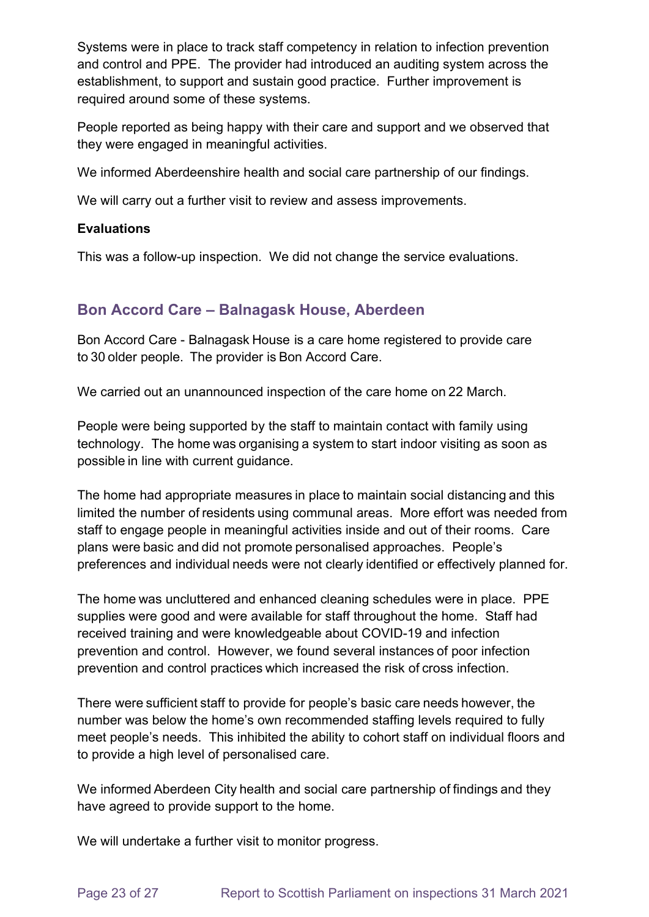Systems were in place to track staff competency in relation to infection prevention and control and PPE. The provider had introduced an auditing system across the establishment, to support and sustain good practice. Further improvement is required around some of these systems.

People reported as being happy with their care and support and we observed that they were engaged in meaningful activities.

We informed Aberdeenshire health and social care partnership of our findings.

We will carry out a further visit to review and assess improvements.

**Evaluations**

This was a follow-up inspection. We did not change the service evaluations.

## Bon Accord Care – Balnagask House, Aberdeen

Bon Accord Care - Balnagask House is a care home registered to provide care to 30 older people. The provider is Bon Accord Care.

We carried out an unannounced inspection of the care home on 22 March.

People were being supported by the staff to maintain contact with family using technology. The home was organising a system to start indoor visiting as soon as possible in line with current guidance.

The home had appropriate measures in place to maintain social distancing and this limited the number of residents using communal areas. More effort was needed from staff to engage people in meaningful activities inside and out of their rooms. Care plans were basic and did not promote personalised approaches. People's preferences and individual needs were not clearly identified or effectively planned for.

The home was uncluttered and enhanced cleaning schedules were in place. PPE supplies were good and were available for staff throughout the home. Staff had received training and were knowledgeable about COVID-19 and infection prevention and control. However, we found several instances of poor infection prevention and control practices which increased the risk of cross infection.

There were sufficient staff to provide for people's basic care needs however, the number was below the home's own recommended staffing levels required to fully meet people's needs. This inhibited the ability to cohort staff on individual floors and to provide a high level of personalised care.

We informed Aberdeen City health and social care partnership of findings and they have agreed to provide support to the home.

We will undertake a further visit to monitor progress.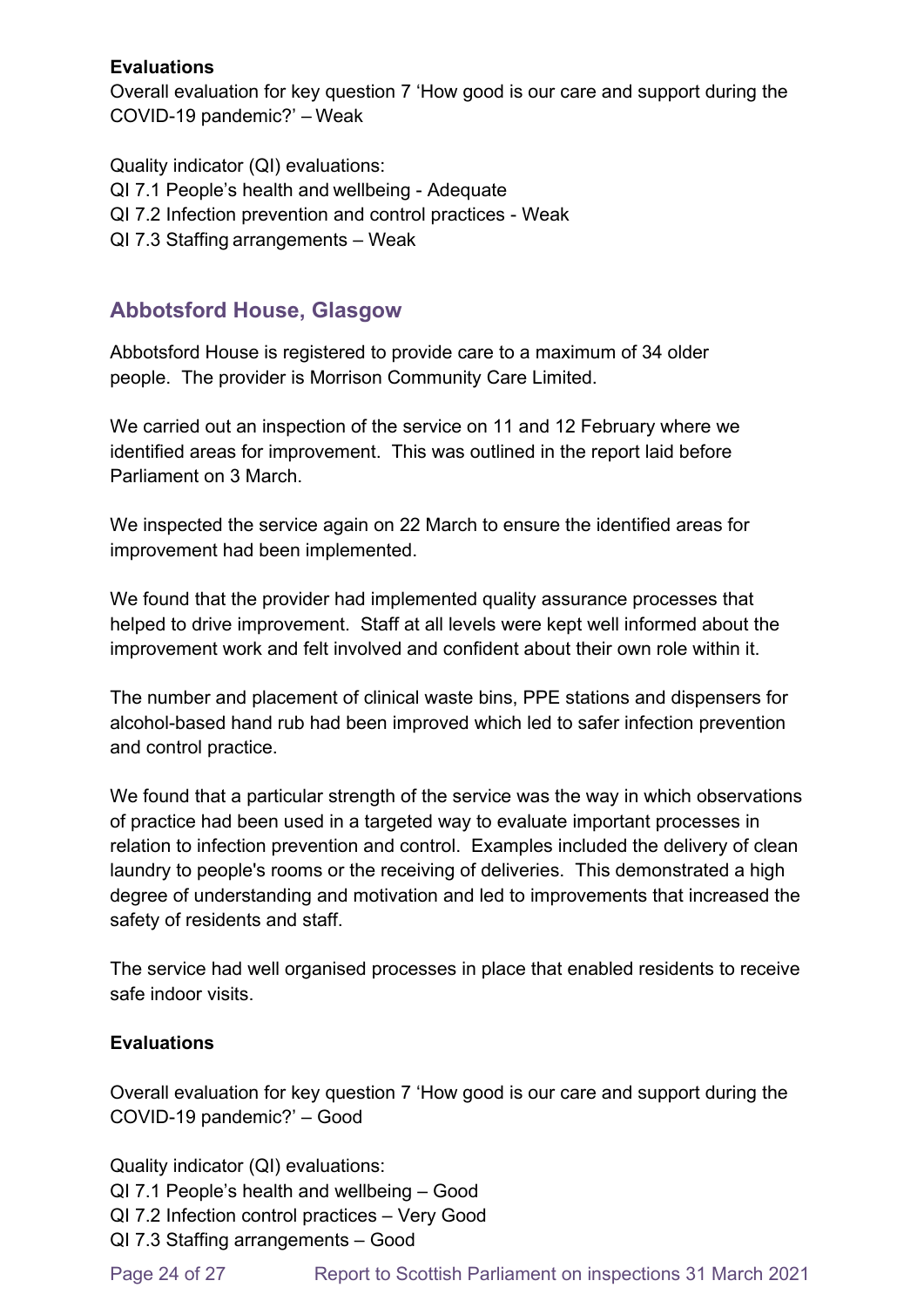**Evaluations**

Overall evaluation for key question 7 'How good is our care and support during the COVID-19 pandemic?' – Weak

Quality indicator (QI) evaluations:
QI 7.1 People's health and wellbeing - Adequate
QI 7.2 Infection prevention and control practices - Weak
QI 7.3 Staffing arrangements – Weak

## Abbotsford House, Glasgow

Abbotsford House is registered to provide care to a maximum of 34 older people. The provider is Morrison Community Care Limited.

We carried out an inspection of the service on 11 and 12 February where we identified areas for improvement. This was outlined in the report laid before Parliament on 3 March.

We inspected the service again on 22 March to ensure the identified areas for improvement had been implemented.

We found that the provider had implemented quality assurance processes that helped to drive improvement. Staff at all levels were kept well informed about the improvement work and felt involved and confident about their own role within it.

The number and placement of clinical waste bins, PPE stations and dispensers for alcohol-based hand rub had been improved which led to safer infection prevention and control practice.

We found that a particular strength of the service was the way in which observations of practice had been used in a targeted way to evaluate important processes in relation to infection prevention and control. Examples included the delivery of clean laundry to people's rooms or the receiving of deliveries. This demonstrated a high degree of understanding and motivation and led to improvements that increased the safety of residents and staff.

The service had well organised processes in place that enabled residents to receive safe indoor visits.

**Evaluations**

Overall evaluation for key question 7 'How good is our care and support during the COVID-19 pandemic?' – Good

Quality indicator (QI) evaluations:
QI 7.1 People's health and wellbeing – Good
QI 7.2 Infection control practices – Very Good
QI 7.3 Staffing arrangements – Good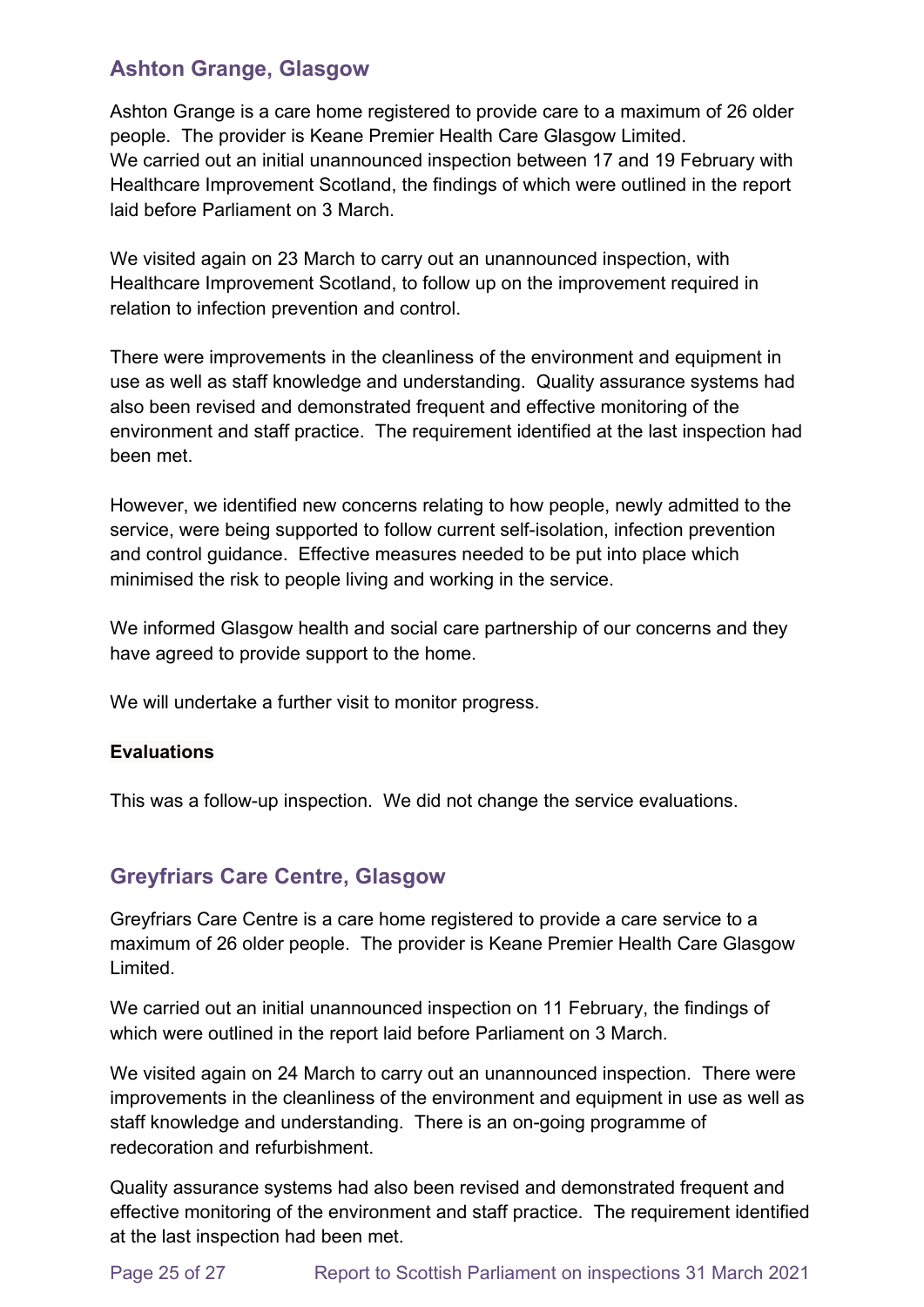## Ashton Grange, Glasgow

Ashton Grange is a care home registered to provide care to a maximum of 26 older people. The provider is Keane Premier Health Care Glasgow Limited.
We carried out an initial unannounced inspection between 17 and 19 February with Healthcare Improvement Scotland, the findings of which were outlined in the report laid before Parliament on 3 March.

We visited again on 23 March to carry out an unannounced inspection, with Healthcare Improvement Scotland, to follow up on the improvement required in relation to infection prevention and control.

There were improvements in the cleanliness of the environment and equipment in use as well as staff knowledge and understanding. Quality assurance systems had also been revised and demonstrated frequent and effective monitoring of the environment and staff practice. The requirement identified at the last inspection had been met.

However, we identified new concerns relating to how people, newly admitted to the service, were being supported to follow current self-isolation, infection prevention and control guidance. Effective measures needed to be put into place which minimised the risk to people living and working in the service.

We informed Glasgow health and social care partnership of our concerns and they have agreed to provide support to the home.

We will undertake a further visit to monitor progress.

**Evaluations**

This was a follow-up inspection. We did not change the service evaluations.

## Greyfriars Care Centre, Glasgow

Greyfriars Care Centre is a care home registered to provide a care service to a maximum of 26 older people. The provider is Keane Premier Health Care Glasgow Limited.

We carried out an initial unannounced inspection on 11 February, the findings of which were outlined in the report laid before Parliament on 3 March.

We visited again on 24 March to carry out an unannounced inspection. There were improvements in the cleanliness of the environment and equipment in use as well as staff knowledge and understanding. There is an on-going programme of redecoration and refurbishment.

Quality assurance systems had also been revised and demonstrated frequent and effective monitoring of the environment and staff practice. The requirement identified at the last inspection had been met.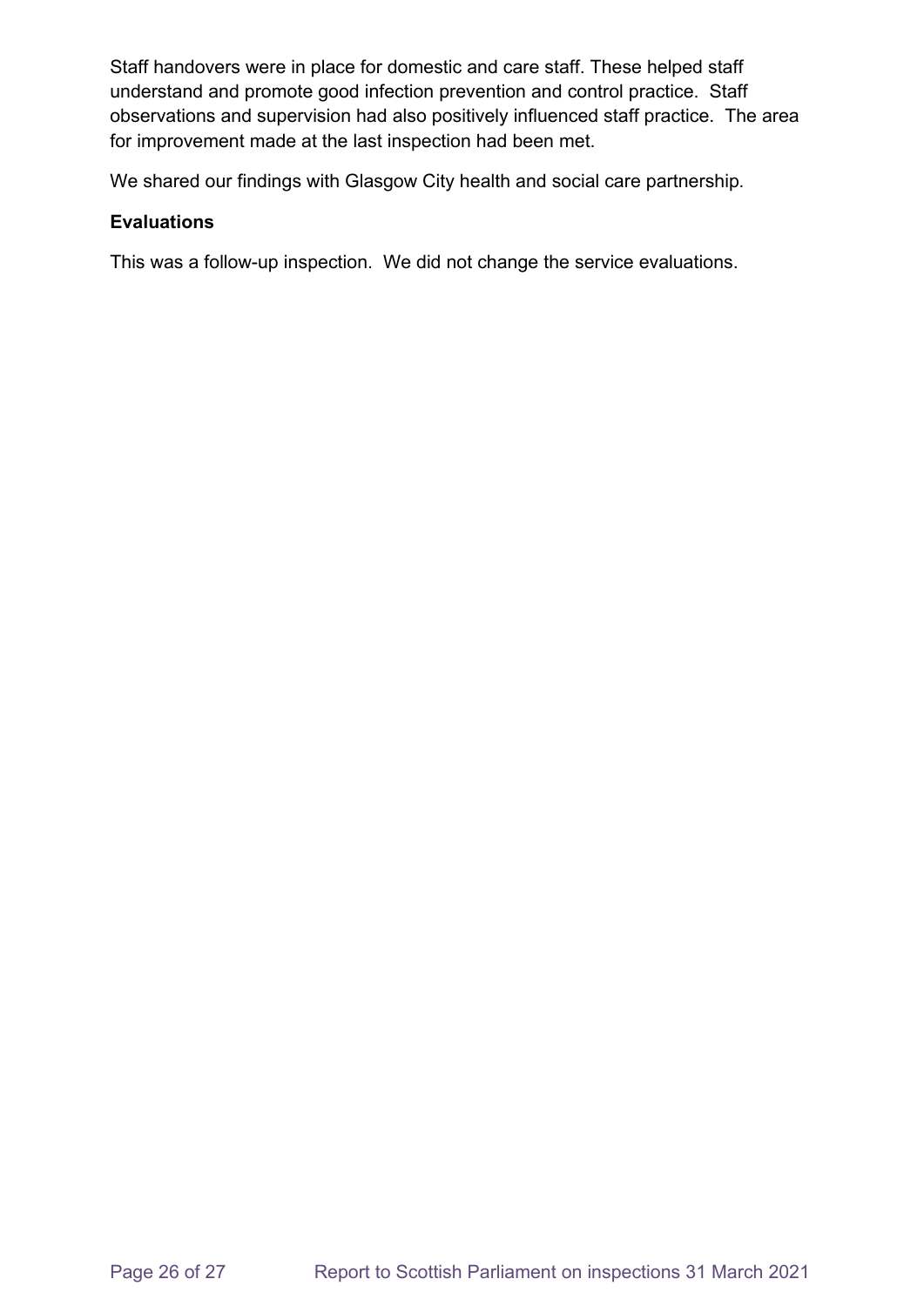Staff handovers were in place for domestic and care staff. These helped staff understand and promote good infection prevention and control practice.  Staff observations and supervision had also positively influenced staff practice.  The area for improvement made at the last inspection had been met.

We shared our findings with Glasgow City health and social care partnership.

**Evaluations**

This was a follow-up inspection.  We did not change the service evaluations.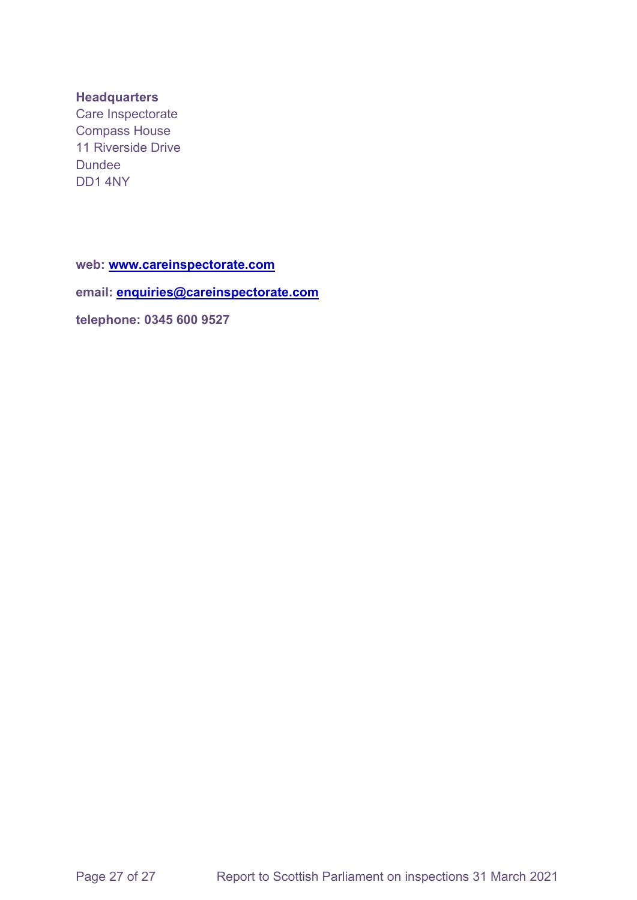**Headquarters**
Care Inspectorate
Compass House
11 Riverside Drive
Dundee
DD1 4NY

**web: [www.careinspectorate.com](http://www.careinspectorate.com)**

**email: [enquiries@careinspectorate.com](mailto:enquiries@careinspectorate.com)**

**telephone: 0345 600 9527**